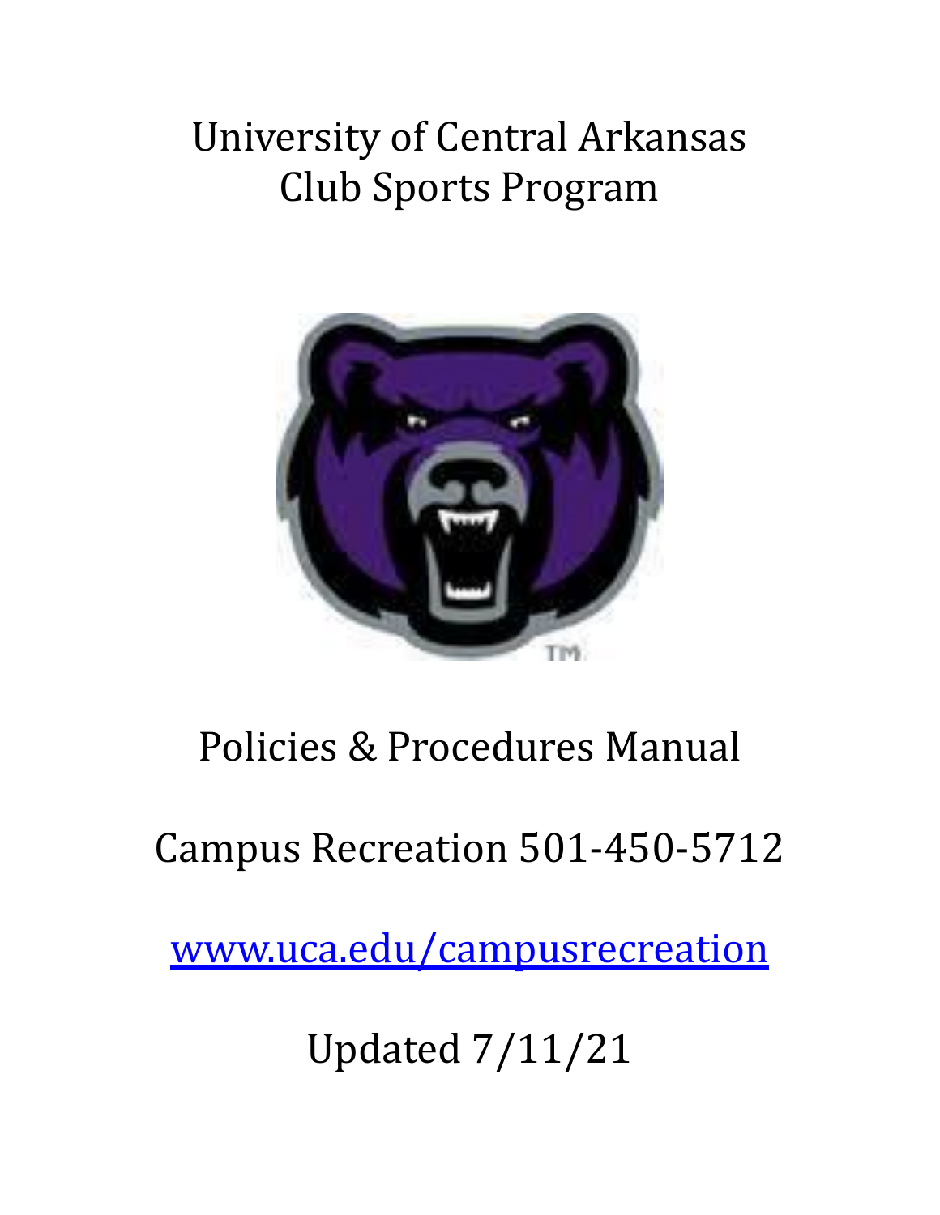# University of Central Arkansas
# Club Sports Program

Policies & Procedures Manual

Campus Recreation 501-450-5712

[www.uca.edu/campusrecreation](http://www.uca.edu/campusrecreation)

Updated 7/11/21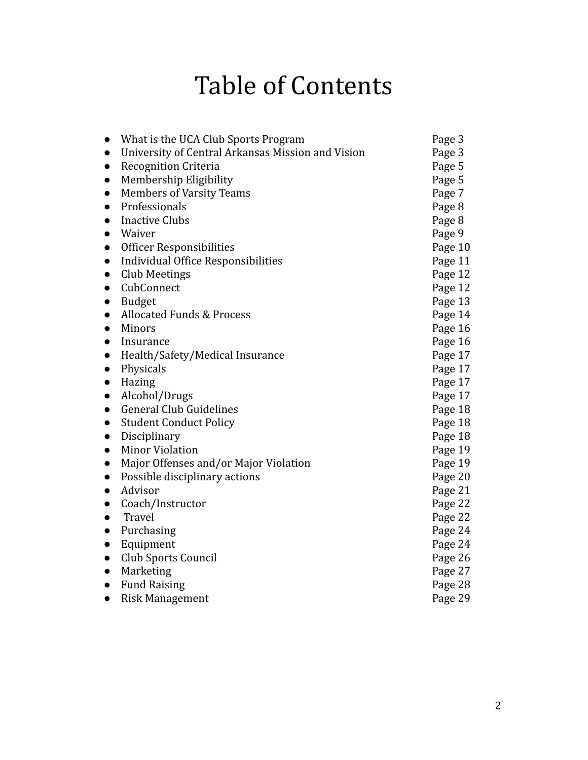# Table of Contents

- What is the UCA Club Sports Program Page 3
- University of Central Arkansas Mission and Vision Page 3
- Recognition Criteria Page 5
- Membership Eligibility Page 5
- Members of Varsity Teams Page 7
- Professionals Page 8
- Inactive Clubs Page 8
- Waiver Page 9
- Officer Responsibilities Page 10
- Individual Office Responsibilities Page 11
- Club Meetings Page 12
- CubConnect Page 12
- Budget Page 13
- Allocated Funds & Process Page 14
- Minors Page 16
- Insurance Page 16
- Health/Safety/Medical Insurance Page 17
- Physicals Page 17
- Hazing Page 17
- Alcohol/Drugs Page 17
- General Club Guidelines Page 18
- Student Conduct Policy Page 18
- Disciplinary Page 18
- Minor Violation Page 19
- Major Offenses and/or Major Violation Page 19
- Possible disciplinary actions Page 20
- Advisor Page 21
- Coach/Instructor Page 22
- Travel Page 22
- Purchasing Page 24
- Equipment Page 24
- Club Sports Council Page 26
- Marketing Page 27
- Fund Raising Page 28
- Risk Management Page 29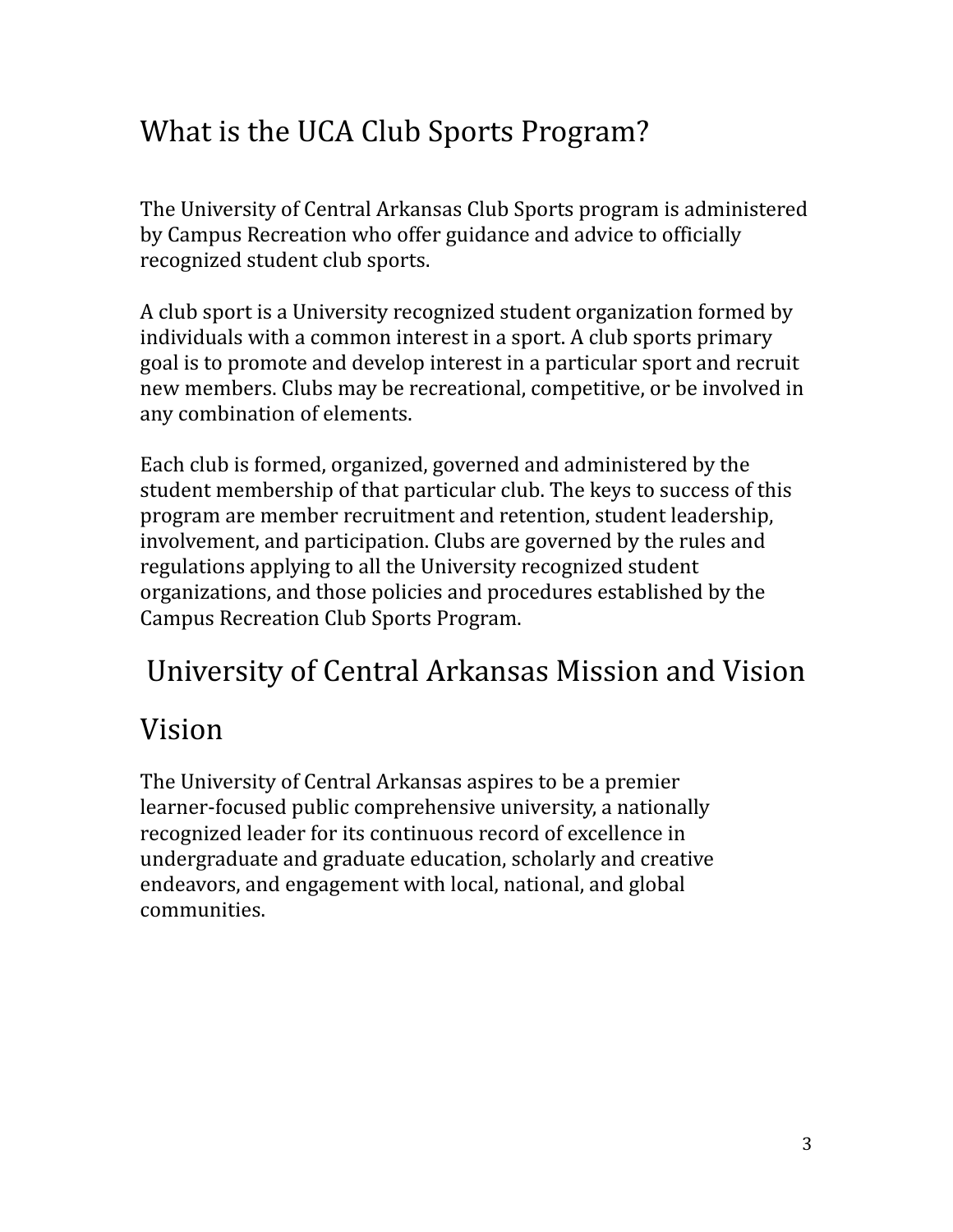# What is the UCA Club Sports Program?

The University of Central Arkansas Club Sports program is administered by Campus Recreation who offer guidance and advice to officially recognized student club sports.

A club sport is a University recognized student organization formed by individuals with a common interest in a sport. A club sports primary goal is to promote and develop interest in a particular sport and recruit new members. Clubs may be recreational, competitive, or be involved in any combination of elements.

Each club is formed, organized, governed and administered by the student membership of that particular club. The keys to success of this program are member recruitment and retention, student leadership, involvement, and participation. Clubs are governed by the rules and regulations applying to all the University recognized student organizations, and those policies and procedures established by the Campus Recreation Club Sports Program.

# University of Central Arkansas Mission and Vision

## Vision

The University of Central Arkansas aspires to be a premier learner-focused public comprehensive university, a nationally recognized leader for its continuous record of excellence in undergraduate and graduate education, scholarly and creative endeavors, and engagement with local, national, and global communities.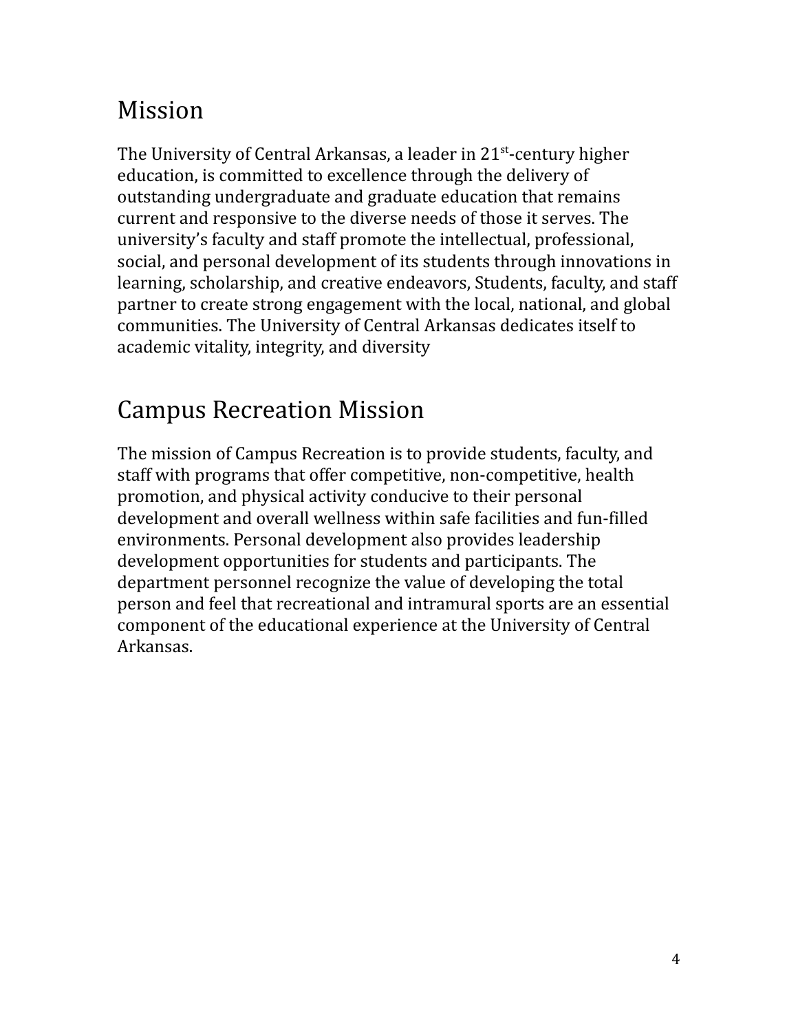# Mission

The University of Central Arkansas, a leader in 21st-century higher education, is committed to excellence through the delivery of outstanding undergraduate and graduate education that remains current and responsive to the diverse needs of those it serves. The university's faculty and staff promote the intellectual, professional, social, and personal development of its students through innovations in learning, scholarship, and creative endeavors, Students, faculty, and staff partner to create strong engagement with the local, national, and global communities. The University of Central Arkansas dedicates itself to academic vitality, integrity, and diversity

# Campus Recreation Mission

The mission of Campus Recreation is to provide students, faculty, and staff with programs that offer competitive, non-competitive, health promotion, and physical activity conducive to their personal development and overall wellness within safe facilities and fun-filled environments. Personal development also provides leadership development opportunities for students and participants. The department personnel recognize the value of developing the total person and feel that recreational and intramural sports are an essential component of the educational experience at the University of Central Arkansas.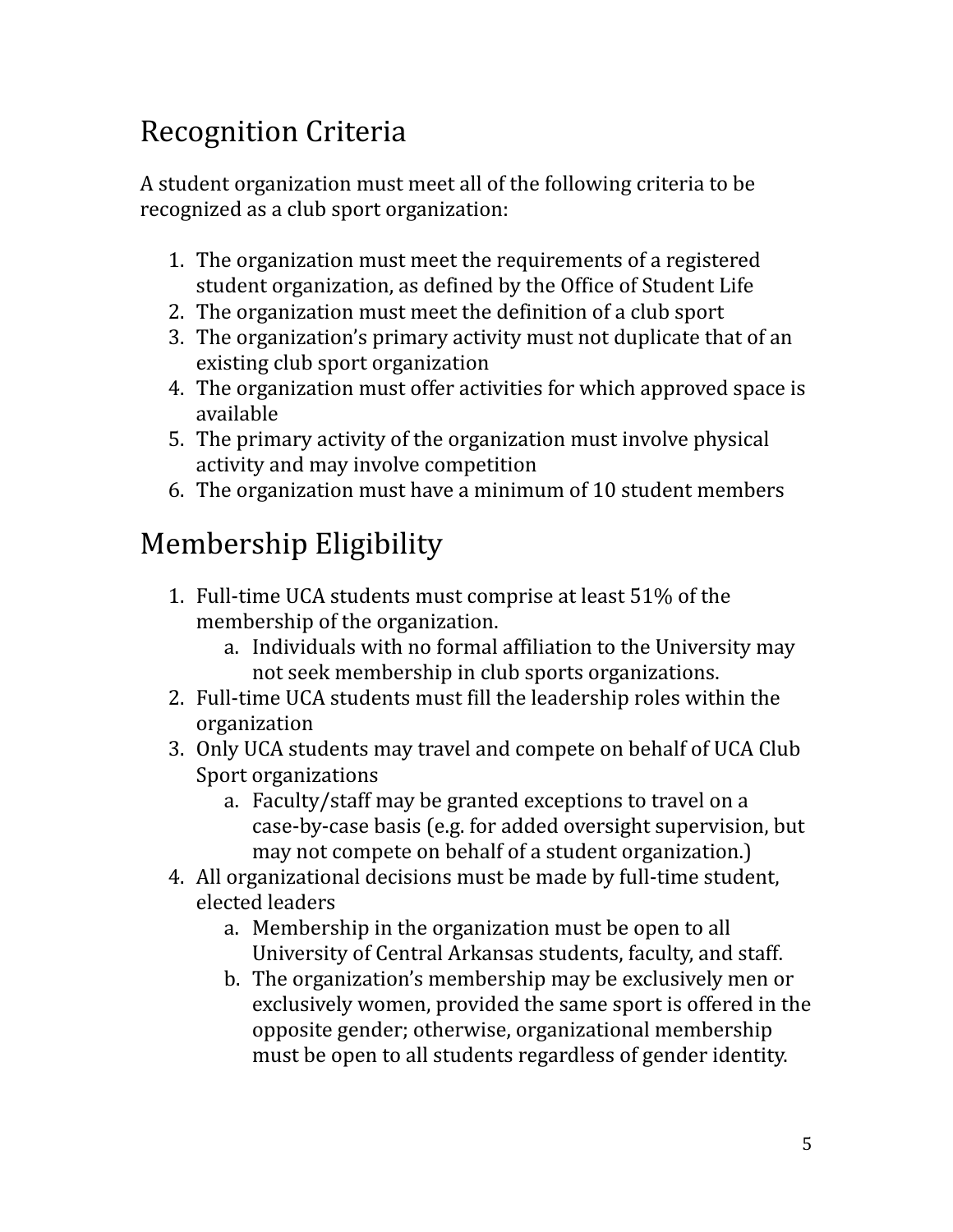## Recognition Criteria

A student organization must meet all of the following criteria to be recognized as a club sport organization:

1. The organization must meet the requirements of a registered student organization, as defined by the Office of Student Life
2. The organization must meet the definition of a club sport
3. The organization's primary activity must not duplicate that of an existing club sport organization
4. The organization must offer activities for which approved space is available
5. The primary activity of the organization must involve physical activity and may involve competition
6. The organization must have a minimum of 10 student members

## Membership Eligibility

1. Full-time UCA students must comprise at least 51% of the membership of the organization.
   a. Individuals with no formal affiliation to the University may not seek membership in club sports organizations.
2. Full-time UCA students must fill the leadership roles within the organization
3. Only UCA students may travel and compete on behalf of UCA Club Sport organizations
   a. Faculty/staff may be granted exceptions to travel on a case-by-case basis (e.g. for added oversight supervision, but may not compete on behalf of a student organization.)
4. All organizational decisions must be made by full-time student, elected leaders
   a. Membership in the organization must be open to all University of Central Arkansas students, faculty, and staff.
   b. The organization's membership may be exclusively men or exclusively women, provided the same sport is offered in the opposite gender; otherwise, organizational membership must be open to all students regardless of gender identity.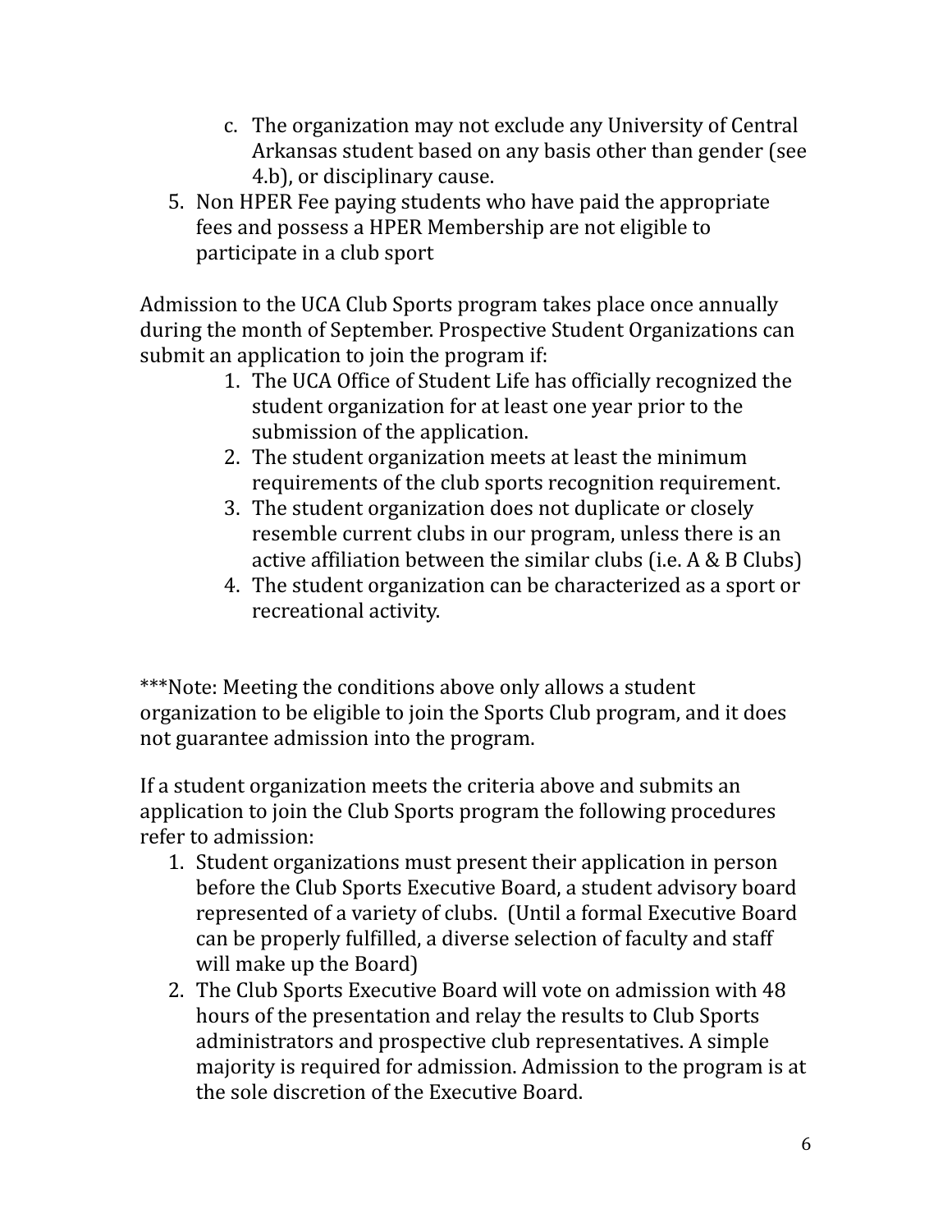c. The organization may not exclude any University of Central Arkansas student based on any basis other than gender (see 4.b), or disciplinary cause.

5. Non HPER Fee paying students who have paid the appropriate fees and possess a HPER Membership are not eligible to participate in a club sport

Admission to the UCA Club Sports program takes place once annually during the month of September. Prospective Student Organizations can submit an application to join the program if:

1. The UCA Office of Student Life has officially recognized the student organization for at least one year prior to the submission of the application.
2. The student organization meets at least the minimum requirements of the club sports recognition requirement.
3. The student organization does not duplicate or closely resemble current clubs in our program, unless there is an active affiliation between the similar clubs (i.e. A & B Clubs)
4. The student organization can be characterized as a sport or recreational activity.

***Note: Meeting the conditions above only allows a student organization to be eligible to join the Sports Club program, and it does not guarantee admission into the program.

If a student organization meets the criteria above and submits an application to join the Club Sports program the following procedures refer to admission:

1. Student organizations must present their application in person before the Club Sports Executive Board, a student advisory board represented of a variety of clubs. (Until a formal Executive Board can be properly fulfilled, a diverse selection of faculty and staff will make up the Board)
2. The Club Sports Executive Board will vote on admission with 48 hours of the presentation and relay the results to Club Sports administrators and prospective club representatives. A simple majority is required for admission. Admission to the program is at the sole discretion of the Executive Board.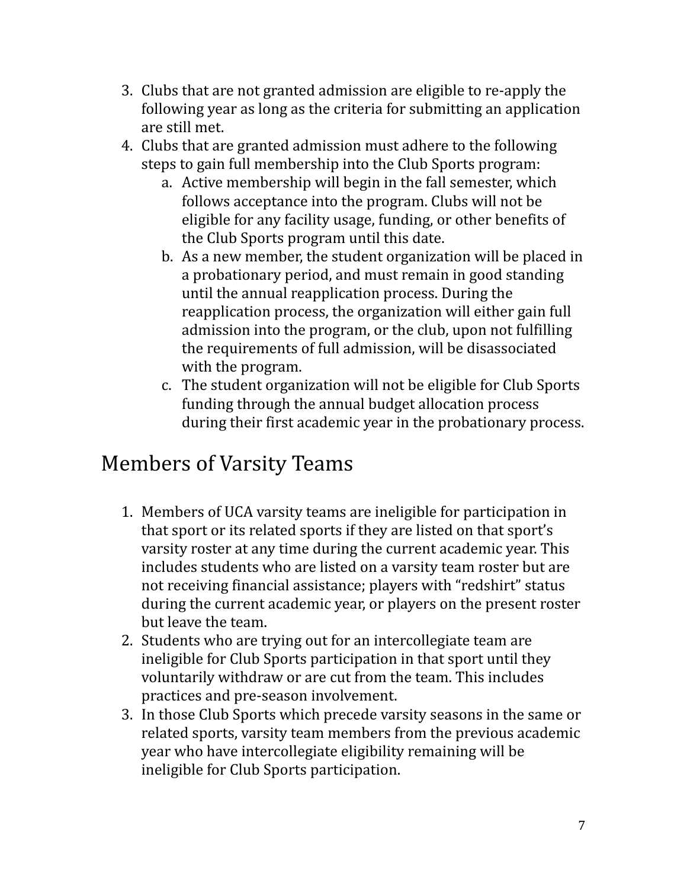3. Clubs that are not granted admission are eligible to re-apply the following year as long as the criteria for submitting an application are still met.
4. Clubs that are granted admission must adhere to the following steps to gain full membership into the Club Sports program:
    a. Active membership will begin in the fall semester, which follows acceptance into the program. Clubs will not be eligible for any facility usage, funding, or other benefits of the Club Sports program until this date.
    b. As a new member, the student organization will be placed in a probationary period, and must remain in good standing until the annual reapplication process. During the reapplication process, the organization will either gain full admission into the program, or the club, upon not fulfilling the requirements of full admission, will be disassociated with the program.
    c. The student organization will not be eligible for Club Sports funding through the annual budget allocation process during their first academic year in the probationary process.

## Members of Varsity Teams

1. Members of UCA varsity teams are ineligible for participation in that sport or its related sports if they are listed on that sport's varsity roster at any time during the current academic year. This includes students who are listed on a varsity team roster but are not receiving financial assistance; players with "redshirt" status during the current academic year, or players on the present roster but leave the team.
2. Students who are trying out for an intercollegiate team are ineligible for Club Sports participation in that sport until they voluntarily withdraw or are cut from the team. This includes practices and pre-season involvement.
3. In those Club Sports which precede varsity seasons in the same or related sports, varsity team members from the previous academic year who have intercollegiate eligibility remaining will be ineligible for Club Sports participation.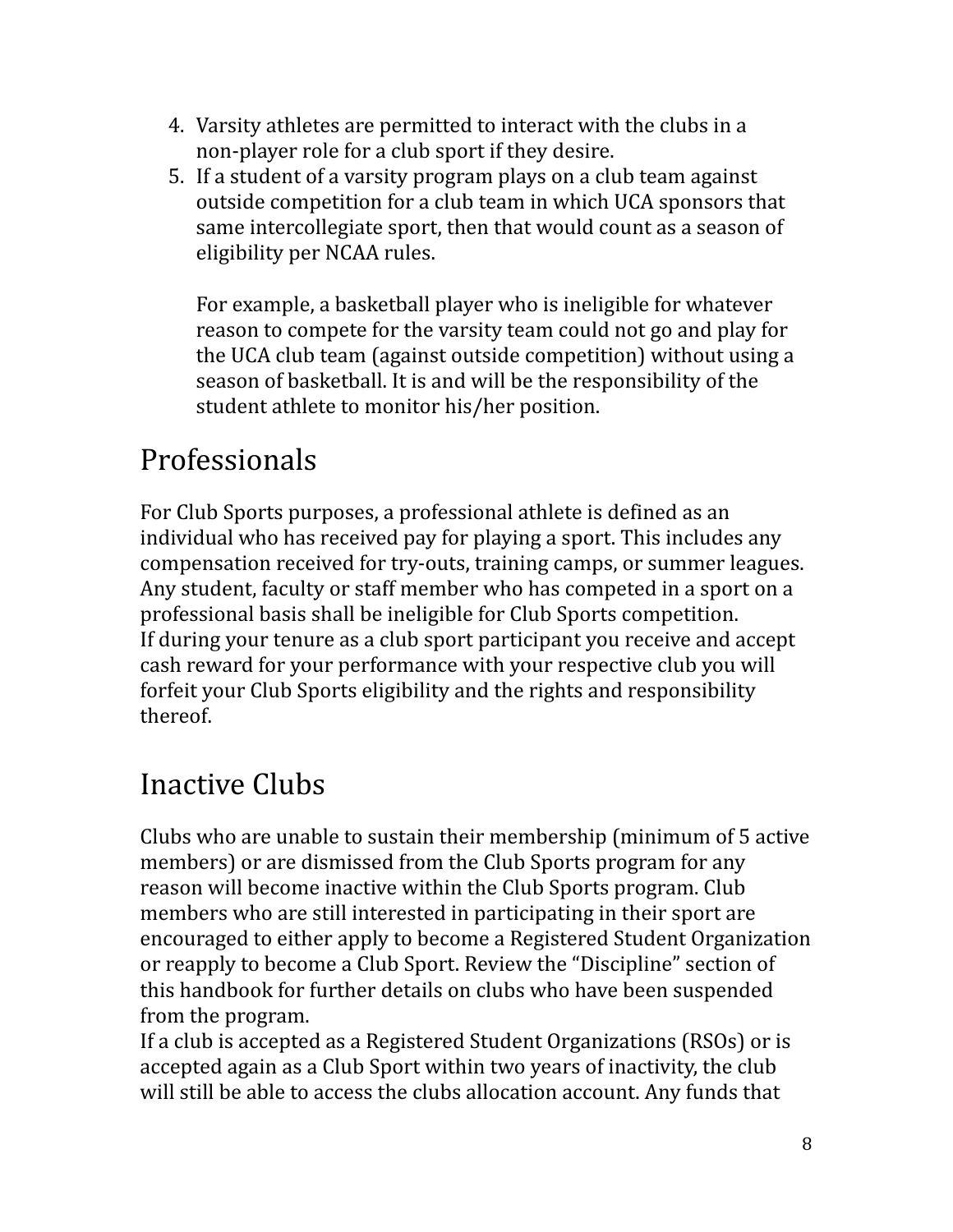4. Varsity athletes are permitted to interact with the clubs in a non-player role for a club sport if they desire.
5. If a student of a varsity program plays on a club team against outside competition for a club team in which UCA sponsors that same intercollegiate sport, then that would count as a season of eligibility per NCAA rules.

   For example, a basketball player who is ineligible for whatever reason to compete for the varsity team could not go and play for the UCA club team (against outside competition) without using a season of basketball. It is and will be the responsibility of the student athlete to monitor his/her position.

## Professionals

For Club Sports purposes, a professional athlete is defined as an individual who has received pay for playing a sport. This includes any compensation received for try-outs, training camps, or summer leagues. Any student, faculty or staff member who has competed in a sport on a professional basis shall be ineligible for Club Sports competition.
If during your tenure as a club sport participant you receive and accept cash reward for your performance with your respective club you will forfeit your Club Sports eligibility and the rights and responsibility thereof.

## Inactive Clubs

Clubs who are unable to sustain their membership (minimum of 5 active members) or are dismissed from the Club Sports program for any reason will become inactive within the Club Sports program. Club members who are still interested in participating in their sport are encouraged to either apply to become a Registered Student Organization or reapply to become a Club Sport. Review the "Discipline" section of this handbook for further details on clubs who have been suspended from the program.
If a club is accepted as a Registered Student Organizations (RSOs) or is accepted again as a Club Sport within two years of inactivity, the club will still be able to access the clubs allocation account. Any funds that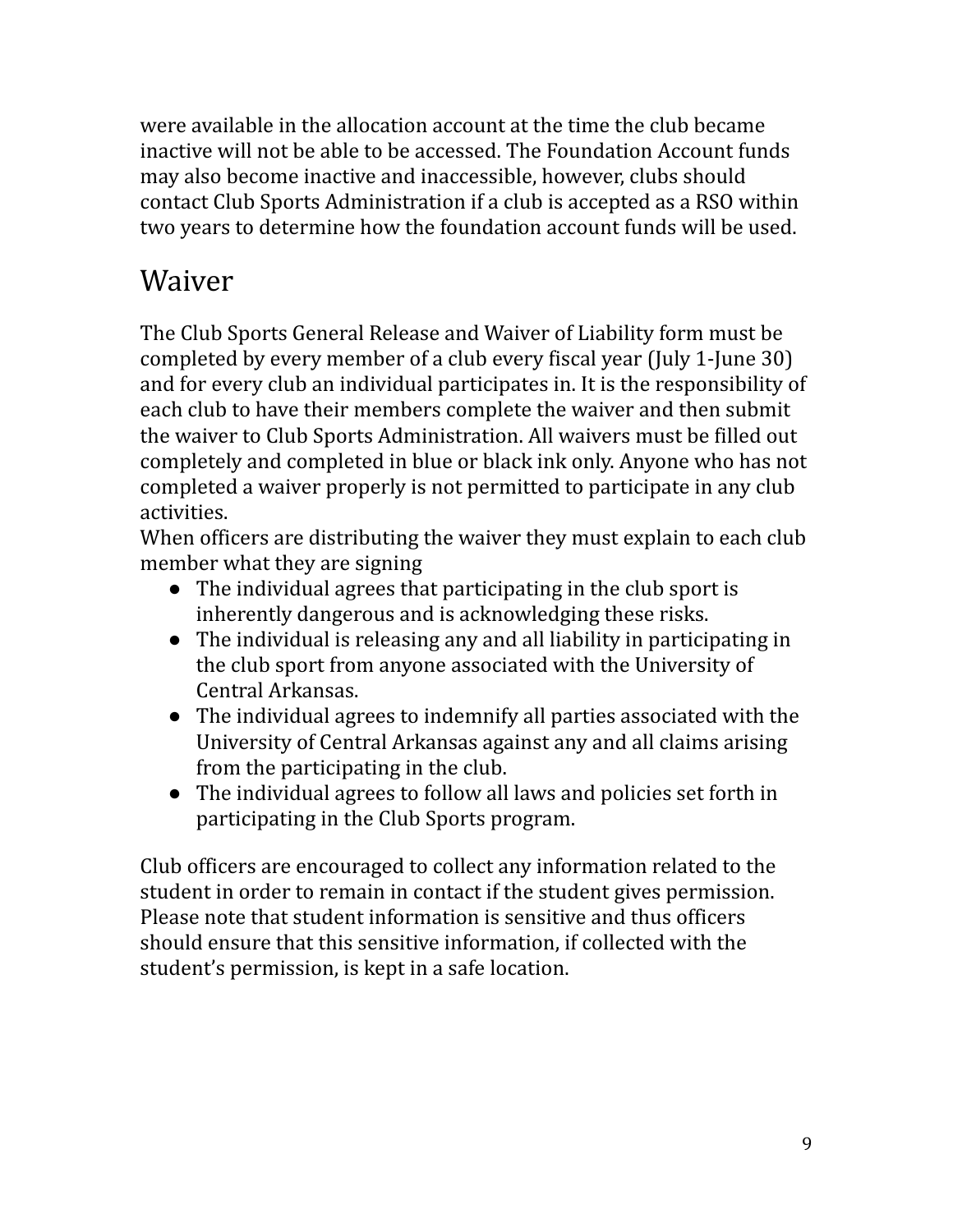were available in the allocation account at the time the club became inactive will not be able to be accessed. The Foundation Account funds may also become inactive and inaccessible, however, clubs should contact Club Sports Administration if a club is accepted as a RSO within two years to determine how the foundation account funds will be used.

## Waiver

The Club Sports General Release and Waiver of Liability form must be completed by every member of a club every fiscal year (July 1-June 30) and for every club an individual participates in. It is the responsibility of each club to have their members complete the waiver and then submit the waiver to Club Sports Administration. All waivers must be filled out completely and completed in blue or black ink only. Anyone who has not completed a waiver properly is not permitted to participate in any club activities.
When officers are distributing the waiver they must explain to each club member what they are signing

- The individual agrees that participating in the club sport is inherently dangerous and is acknowledging these risks.
- The individual is releasing any and all liability in participating in the club sport from anyone associated with the University of Central Arkansas.
- The individual agrees to indemnify all parties associated with the University of Central Arkansas against any and all claims arising from the participating in the club.
- The individual agrees to follow all laws and policies set forth in participating in the Club Sports program.

Club officers are encouraged to collect any information related to the student in order to remain in contact if the student gives permission. Please note that student information is sensitive and thus officers should ensure that this sensitive information, if collected with the student's permission, is kept in a safe location.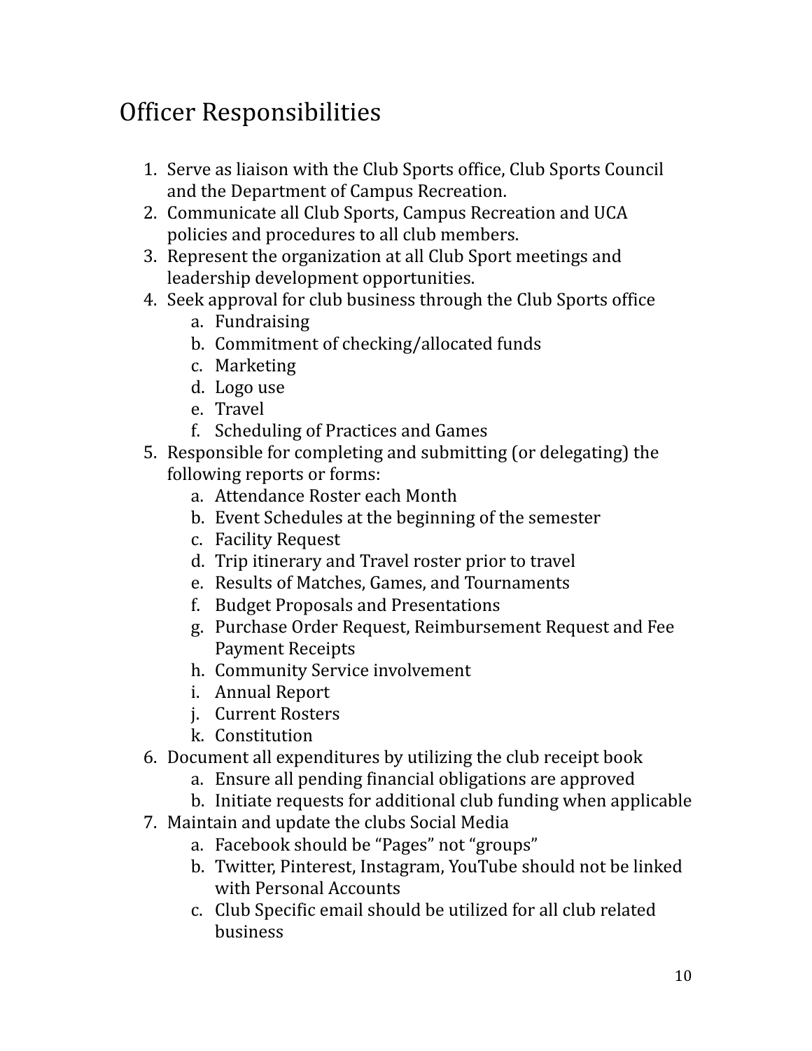# Officer Responsibilities

1. Serve as liaison with the Club Sports office, Club Sports Council and the Department of Campus Recreation.
2. Communicate all Club Sports, Campus Recreation and UCA policies and procedures to all club members.
3. Represent the organization at all Club Sport meetings and leadership development opportunities.
4. Seek approval for club business through the Club Sports office
    a. Fundraising
    b. Commitment of checking/allocated funds
    c. Marketing
    d. Logo use
    e. Travel
    f. Scheduling of Practices and Games
5. Responsible for completing and submitting (or delegating) the following reports or forms:
    a. Attendance Roster each Month
    b. Event Schedules at the beginning of the semester
    c. Facility Request
    d. Trip itinerary and Travel roster prior to travel
    e. Results of Matches, Games, and Tournaments
    f. Budget Proposals and Presentations
    g. Purchase Order Request, Reimbursement Request and Fee Payment Receipts
    h. Community Service involvement
    i. Annual Report
    j. Current Rosters
    k. Constitution
6. Document all expenditures by utilizing the club receipt book
    a. Ensure all pending financial obligations are approved
    b. Initiate requests for additional club funding when applicable
7. Maintain and update the clubs Social Media
    a. Facebook should be "Pages" not "groups"
    b. Twitter, Pinterest, Instagram, YouTube should not be linked with Personal Accounts
    c. Club Specific email should be utilized for all club related business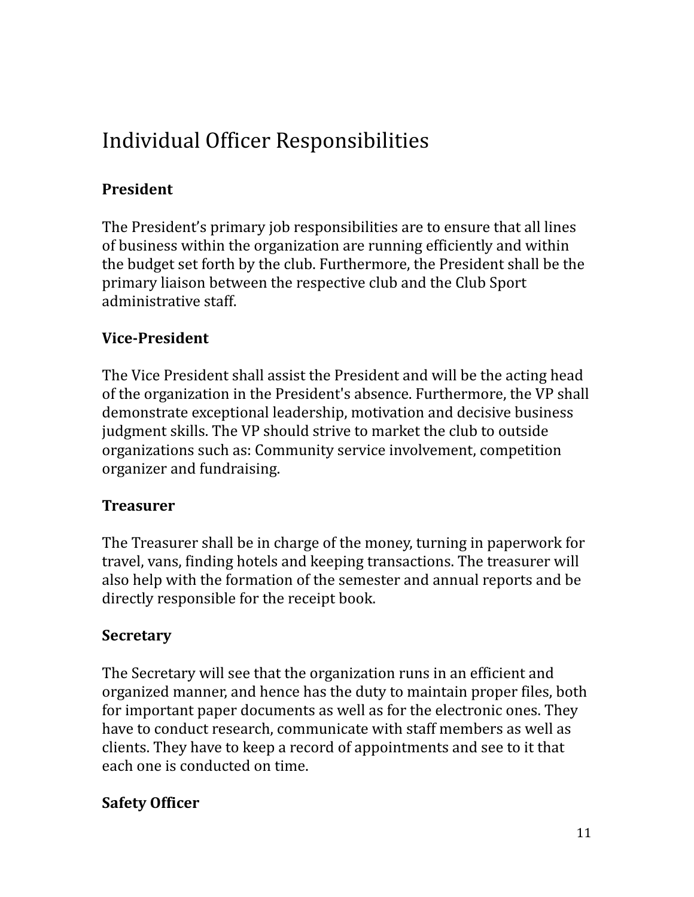# Individual Officer Responsibilities

**President**

The President's primary job responsibilities are to ensure that all lines of business within the organization are running efficiently and within the budget set forth by the club. Furthermore, the President shall be the primary liaison between the respective club and the Club Sport administrative staff.

**Vice-President**

The Vice President shall assist the President and will be the acting head of the organization in the President's absence. Furthermore, the VP shall demonstrate exceptional leadership, motivation and decisive business judgment skills. The VP should strive to market the club to outside organizations such as: Community service involvement, competition organizer and fundraising.

**Treasurer**

The Treasurer shall be in charge of the money, turning in paperwork for travel, vans, finding hotels and keeping transactions. The treasurer will also help with the formation of the semester and annual reports and be directly responsible for the receipt book.

**Secretary**

The Secretary will see that the organization runs in an efficient and organized manner, and hence has the duty to maintain proper files, both for important paper documents as well as for the electronic ones. They have to conduct research, communicate with staff members as well as clients. They have to keep a record of appointments and see to it that each one is conducted on time.

**Safety Officer**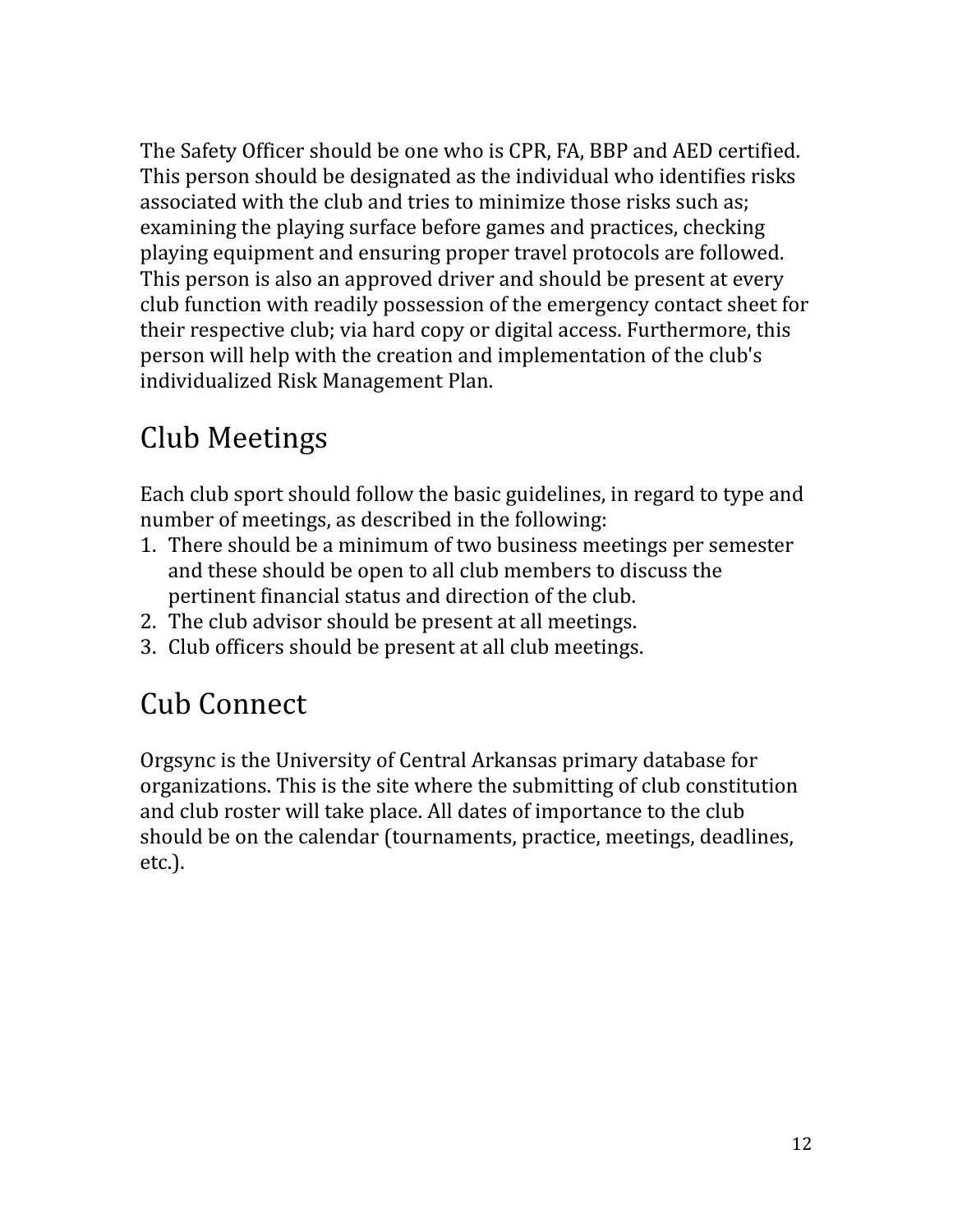The Safety Officer should be one who is CPR, FA, BBP and AED certified. This person should be designated as the individual who identifies risks associated with the club and tries to minimize those risks such as; examining the playing surface before games and practices, checking playing equipment and ensuring proper travel protocols are followed. This person is also an approved driver and should be present at every club function with readily possession of the emergency contact sheet for their respective club; via hard copy or digital access. Furthermore, this person will help with the creation and implementation of the club's individualized Risk Management Plan.

## Club Meetings

Each club sport should follow the basic guidelines, in regard to type and number of meetings, as described in the following:

1. There should be a minimum of two business meetings per semester and these should be open to all club members to discuss the pertinent financial status and direction of the club.
2. The club advisor should be present at all meetings.
3. Club officers should be present at all club meetings.

## Cub Connect

Orgsync is the University of Central Arkansas primary database for organizations. This is the site where the submitting of club constitution and club roster will take place. All dates of importance to the club should be on the calendar (tournaments, practice, meetings, deadlines, etc.).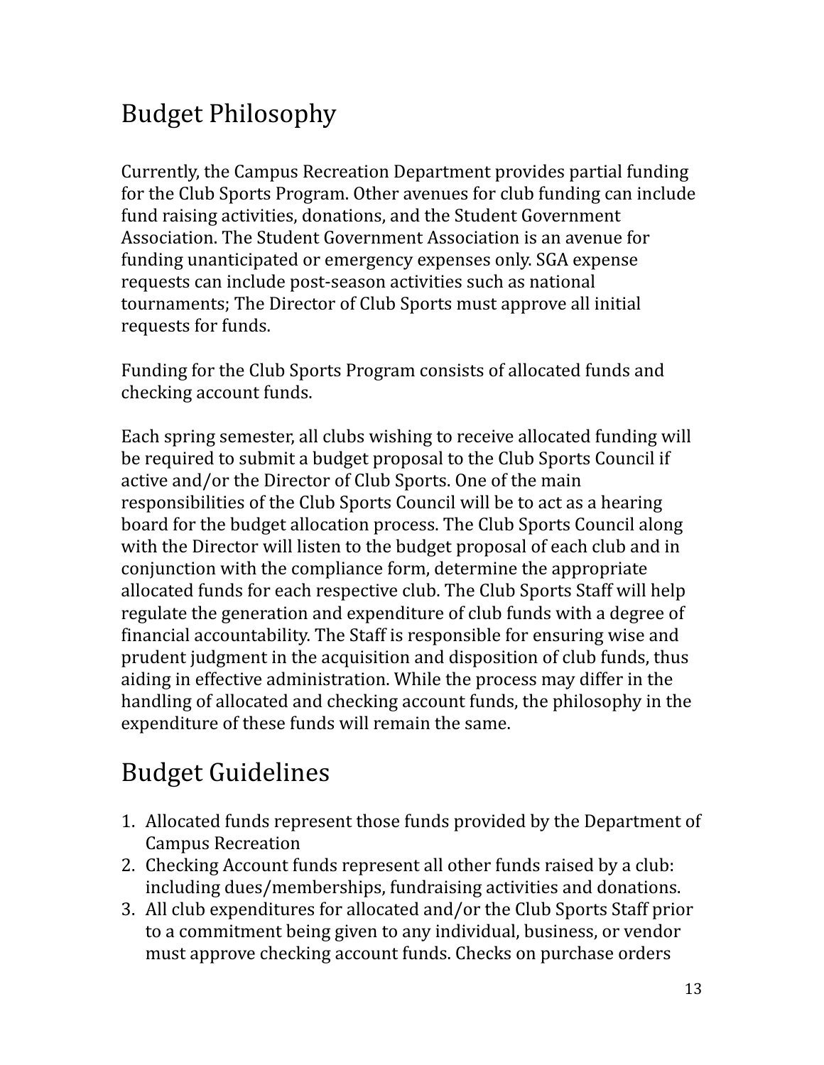## Budget Philosophy

Currently, the Campus Recreation Department provides partial funding for the Club Sports Program. Other avenues for club funding can include fund raising activities, donations, and the Student Government Association. The Student Government Association is an avenue for funding unanticipated or emergency expenses only. SGA expense requests can include post-season activities such as national tournaments; The Director of Club Sports must approve all initial requests for funds.

Funding for the Club Sports Program consists of allocated funds and checking account funds.

Each spring semester, all clubs wishing to receive allocated funding will be required to submit a budget proposal to the Club Sports Council if active and/or the Director of Club Sports. One of the main responsibilities of the Club Sports Council will be to act as a hearing board for the budget allocation process. The Club Sports Council along with the Director will listen to the budget proposal of each club and in conjunction with the compliance form, determine the appropriate allocated funds for each respective club. The Club Sports Staff will help regulate the generation and expenditure of club funds with a degree of financial accountability. The Staff is responsible for ensuring wise and prudent judgment in the acquisition and disposition of club funds, thus aiding in effective administration. While the process may differ in the handling of allocated and checking account funds, the philosophy in the expenditure of these funds will remain the same.

## Budget Guidelines

1. Allocated funds represent those funds provided by the Department of Campus Recreation
2. Checking Account funds represent all other funds raised by a club: including dues/memberships, fundraising activities and donations.
3. All club expenditures for allocated and/or the Club Sports Staff prior to a commitment being given to any individual, business, or vendor must approve checking account funds. Checks on purchase orders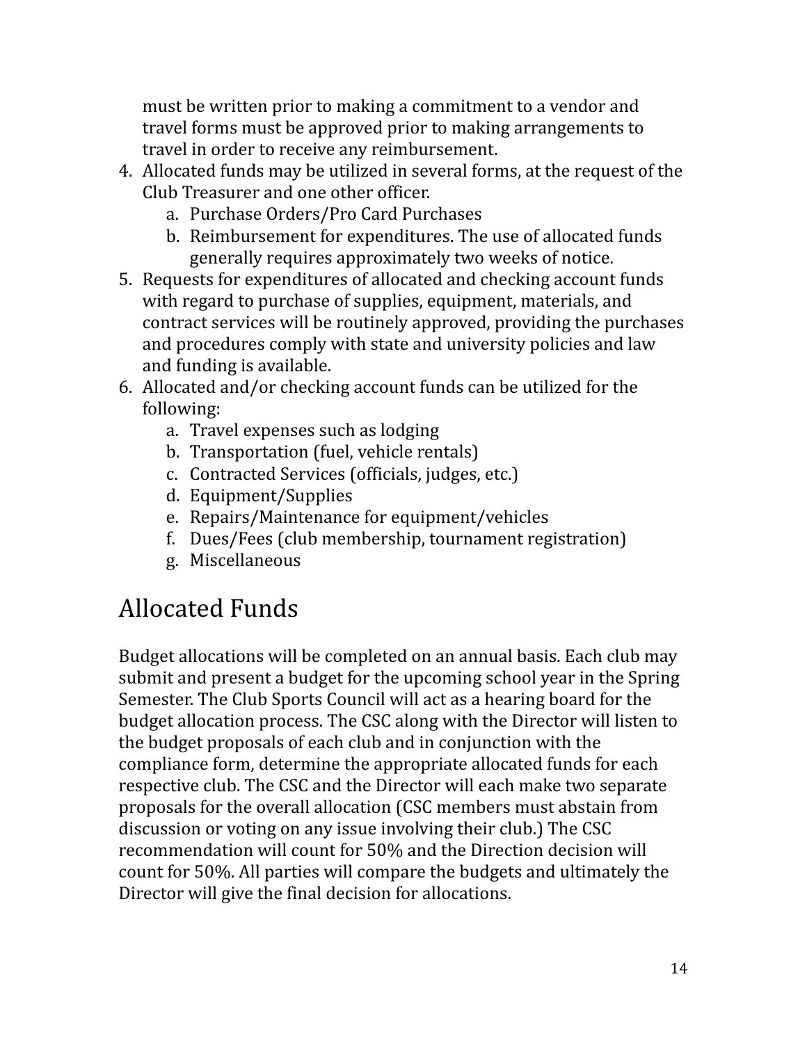must be written prior to making a commitment to a vendor and travel forms must be approved prior to making arrangements to travel in order to receive any reimbursement.

4. Allocated funds may be utilized in several forms, at the request of the Club Treasurer and one other officer.
    a. Purchase Orders/Pro Card Purchases
    b. Reimbursement for expenditures. The use of allocated funds generally requires approximately two weeks of notice.
5. Requests for expenditures of allocated and checking account funds with regard to purchase of supplies, equipment, materials, and contract services will be routinely approved, providing the purchases and procedures comply with state and university policies and law and funding is available.
6. Allocated and/or checking account funds can be utilized for the following:
    a. Travel expenses such as lodging
    b. Transportation (fuel, vehicle rentals)
    c. Contracted Services (officials, judges, etc.)
    d. Equipment/Supplies
    e. Repairs/Maintenance for equipment/vehicles
    f. Dues/Fees (club membership, tournament registration)
    g. Miscellaneous

# Allocated Funds

Budget allocations will be completed on an annual basis. Each club may submit and present a budget for the upcoming school year in the Spring Semester. The Club Sports Council will act as a hearing board for the budget allocation process. The CSC along with the Director will listen to the budget proposals of each club and in conjunction with the compliance form, determine the appropriate allocated funds for each respective club. The CSC and the Director will each make two separate proposals for the overall allocation (CSC members must abstain from discussion or voting on any issue involving their club.) The CSC recommendation will count for 50% and the Direction decision will count for 50%. All parties will compare the budgets and ultimately the Director will give the final decision for allocations.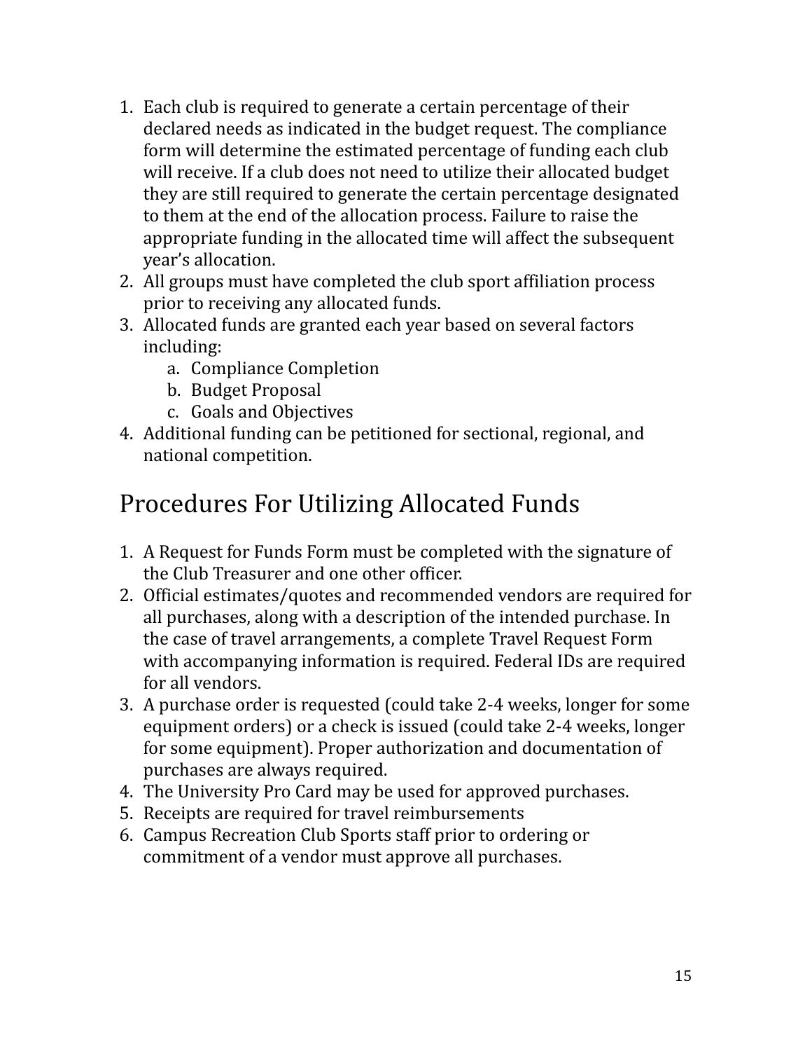1. Each club is required to generate a certain percentage of their declared needs as indicated in the budget request. The compliance form will determine the estimated percentage of funding each club will receive. If a club does not need to utilize their allocated budget they are still required to generate the certain percentage designated to them at the end of the allocation process. Failure to raise the appropriate funding in the allocated time will affect the subsequent year's allocation.
2. All groups must have completed the club sport affiliation process prior to receiving any allocated funds.
3. Allocated funds are granted each year based on several factors including:
   a. Compliance Completion
   b. Budget Proposal
   c. Goals and Objectives
4. Additional funding can be petitioned for sectional, regional, and national competition.

## Procedures For Utilizing Allocated Funds

1. A Request for Funds Form must be completed with the signature of the Club Treasurer and one other officer.
2. Official estimates/quotes and recommended vendors are required for all purchases, along with a description of the intended purchase. In the case of travel arrangements, a complete Travel Request Form with accompanying information is required. Federal IDs are required for all vendors.
3. A purchase order is requested (could take 2-4 weeks, longer for some equipment orders) or a check is issued (could take 2-4 weeks, longer for some equipment). Proper authorization and documentation of purchases are always required.
4. The University Pro Card may be used for approved purchases.
5. Receipts are required for travel reimbursements
6. Campus Recreation Club Sports staff prior to ordering or commitment of a vendor must approve all purchases.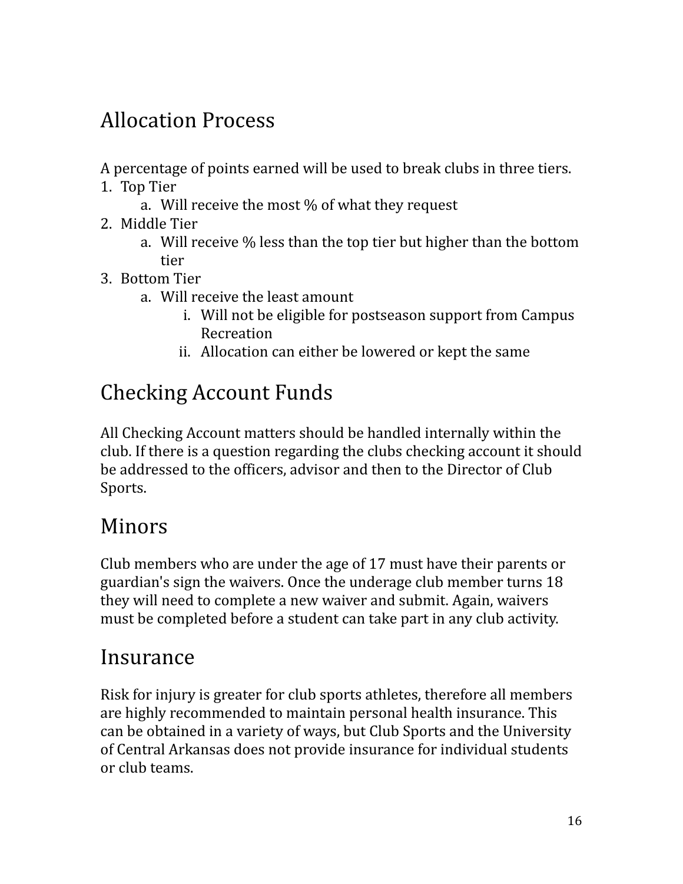## Allocation Process

A percentage of points earned will be used to break clubs in three tiers.

1. Top Tier
    a. Will receive the most % of what they request
2. Middle Tier
    a. Will receive % less than the top tier but higher than the bottom tier
3. Bottom Tier
    a. Will receive the least amount
        i. Will not be eligible for postseason support from Campus Recreation
        ii. Allocation can either be lowered or kept the same

## Checking Account Funds

All Checking Account matters should be handled internally within the club. If there is a question regarding the clubs checking account it should be addressed to the officers, advisor and then to the Director of Club Sports.

## Minors

Club members who are under the age of 17 must have their parents or guardian's sign the waivers. Once the underage club member turns 18 they will need to complete a new waiver and submit. Again, waivers must be completed before a student can take part in any club activity.

## Insurance

Risk for injury is greater for club sports athletes, therefore all members are highly recommended to maintain personal health insurance. This can be obtained in a variety of ways, but Club Sports and the University of Central Arkansas does not provide insurance for individual students or club teams.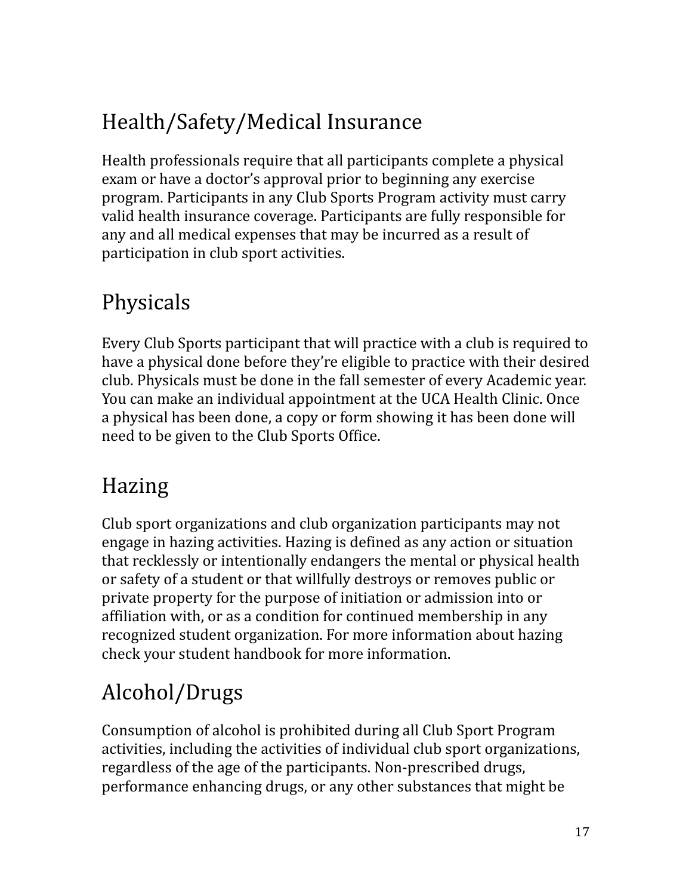## Health/Safety/Medical Insurance

Health professionals require that all participants complete a physical exam or have a doctor's approval prior to beginning any exercise program. Participants in any Club Sports Program activity must carry valid health insurance coverage. Participants are fully responsible for any and all medical expenses that may be incurred as a result of participation in club sport activities.

## Physicals

Every Club Sports participant that will practice with a club is required to have a physical done before they're eligible to practice with their desired club. Physicals must be done in the fall semester of every Academic year. You can make an individual appointment at the UCA Health Clinic. Once a physical has been done, a copy or form showing it has been done will need to be given to the Club Sports Office.

## Hazing

Club sport organizations and club organization participants may not engage in hazing activities. Hazing is defined as any action or situation that recklessly or intentionally endangers the mental or physical health or safety of a student or that willfully destroys or removes public or private property for the purpose of initiation or admission into or affiliation with, or as a condition for continued membership in any recognized student organization. For more information about hazing check your student handbook for more information.

## Alcohol/Drugs

Consumption of alcohol is prohibited during all Club Sport Program activities, including the activities of individual club sport organizations, regardless of the age of the participants. Non-prescribed drugs, performance enhancing drugs, or any other substances that might be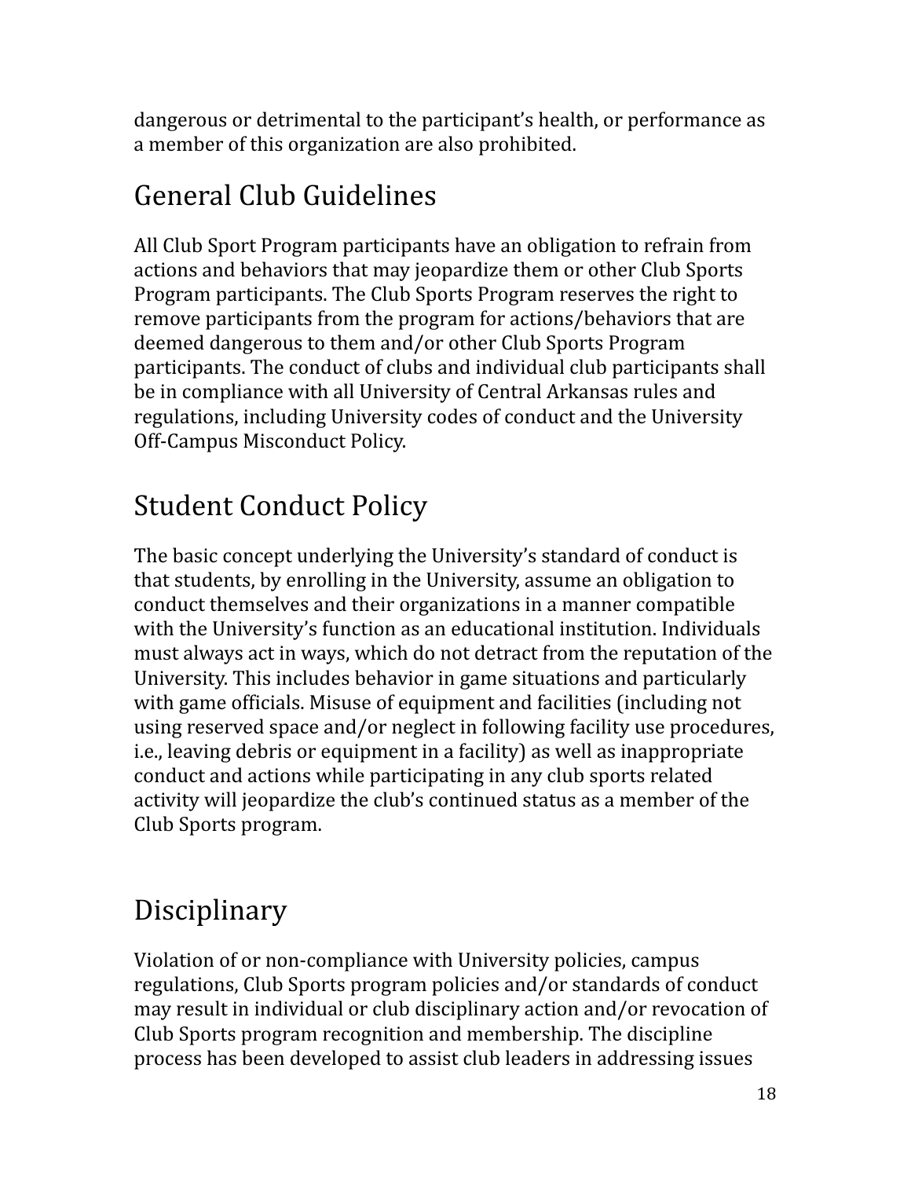dangerous or detrimental to the participant's health, or performance as a member of this organization are also prohibited.

## General Club Guidelines

All Club Sport Program participants have an obligation to refrain from actions and behaviors that may jeopardize them or other Club Sports Program participants. The Club Sports Program reserves the right to remove participants from the program for actions/behaviors that are deemed dangerous to them and/or other Club Sports Program participants. The conduct of clubs and individual club participants shall be in compliance with all University of Central Arkansas rules and regulations, including University codes of conduct and the University Off-Campus Misconduct Policy.

## Student Conduct Policy

The basic concept underlying the University's standard of conduct is that students, by enrolling in the University, assume an obligation to conduct themselves and their organizations in a manner compatible with the University's function as an educational institution. Individuals must always act in ways, which do not detract from the reputation of the University. This includes behavior in game situations and particularly with game officials. Misuse of equipment and facilities (including not using reserved space and/or neglect in following facility use procedures, i.e., leaving debris or equipment in a facility) as well as inappropriate conduct and actions while participating in any club sports related activity will jeopardize the club's continued status as a member of the Club Sports program.

## Disciplinary

Violation of or non-compliance with University policies, campus regulations, Club Sports program policies and/or standards of conduct may result in individual or club disciplinary action and/or revocation of Club Sports program recognition and membership. The discipline process has been developed to assist club leaders in addressing issues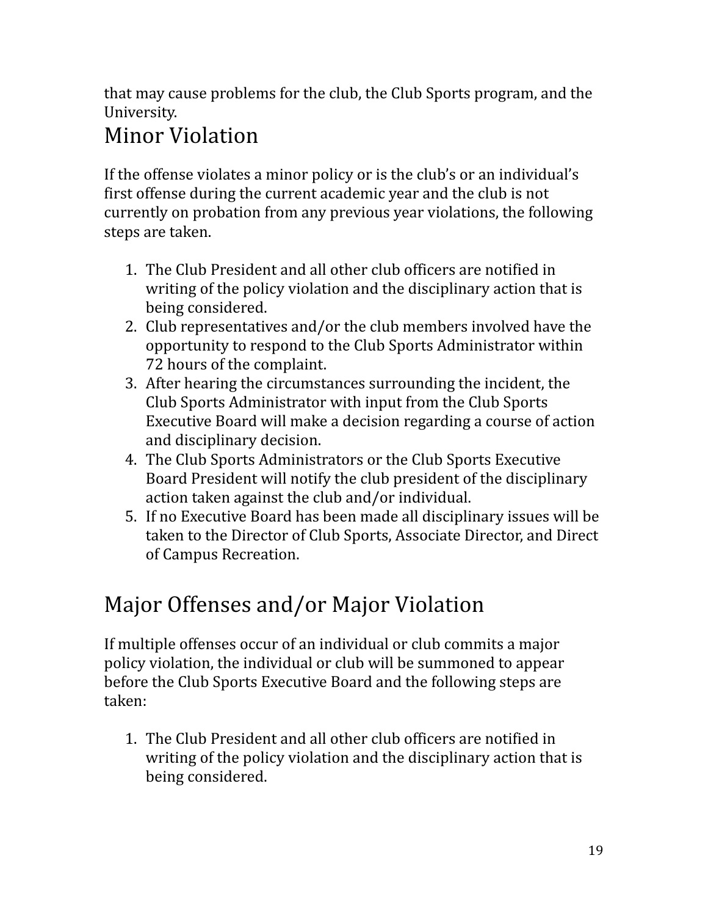that may cause problems for the club, the Club Sports program, and the University.

## Minor Violation

If the offense violates a minor policy or is the club's or an individual's first offense during the current academic year and the club is not currently on probation from any previous year violations, the following steps are taken.

1. The Club President and all other club officers are notified in writing of the policy violation and the disciplinary action that is being considered.
2. Club representatives and/or the club members involved have the opportunity to respond to the Club Sports Administrator within 72 hours of the complaint.
3. After hearing the circumstances surrounding the incident, the Club Sports Administrator with input from the Club Sports Executive Board will make a decision regarding a course of action and disciplinary decision.
4. The Club Sports Administrators or the Club Sports Executive Board President will notify the club president of the disciplinary action taken against the club and/or individual.
5. If no Executive Board has been made all disciplinary issues will be taken to the Director of Club Sports, Associate Director, and Direct of Campus Recreation.

## Major Offenses and/or Major Violation

If multiple offenses occur of an individual or club commits a major policy violation, the individual or club will be summoned to appear before the Club Sports Executive Board and the following steps are taken:

1. The Club President and all other club officers are notified in writing of the policy violation and the disciplinary action that is being considered.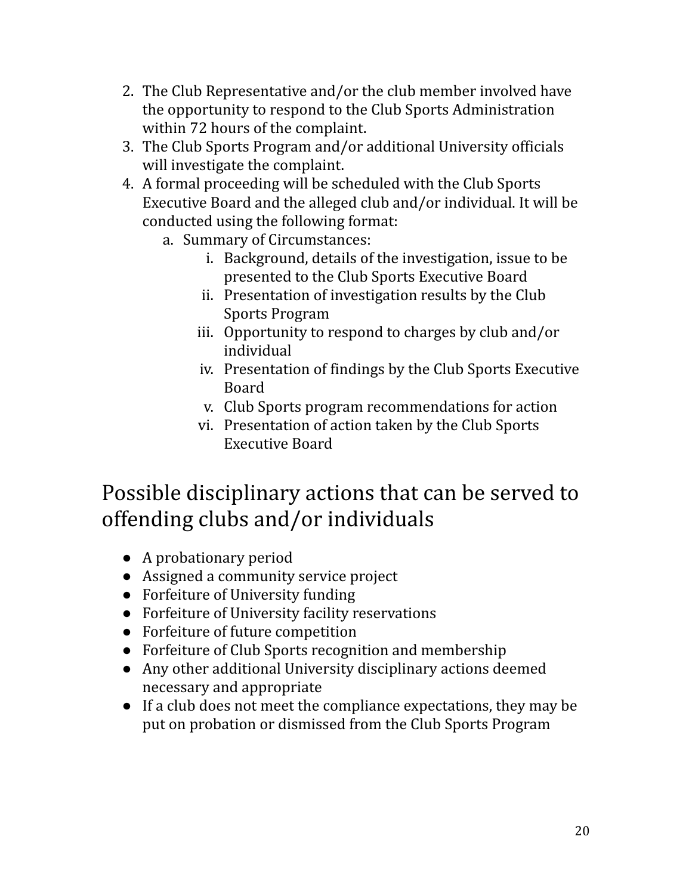2. The Club Representative and/or the club member involved have the opportunity to respond to the Club Sports Administration within 72 hours of the complaint.
3. The Club Sports Program and/or additional University officials will investigate the complaint.
4. A formal proceeding will be scheduled with the Club Sports Executive Board and the alleged club and/or individual. It will be conducted using the following format:
   a. Summary of Circumstances:
      i. Background, details of the investigation, issue to be presented to the Club Sports Executive Board
      ii. Presentation of investigation results by the Club Sports Program
      iii. Opportunity to respond to charges by club and/or individual
      iv. Presentation of findings by the Club Sports Executive Board
      v. Club Sports program recommendations for action
      vi. Presentation of action taken by the Club Sports Executive Board

## Possible disciplinary actions that can be served to offending clubs and/or individuals

- A probationary period
- Assigned a community service project
- Forfeiture of University funding
- Forfeiture of University facility reservations
- Forfeiture of future competition
- Forfeiture of Club Sports recognition and membership
- Any other additional University disciplinary actions deemed necessary and appropriate
- If a club does not meet the compliance expectations, they may be put on probation or dismissed from the Club Sports Program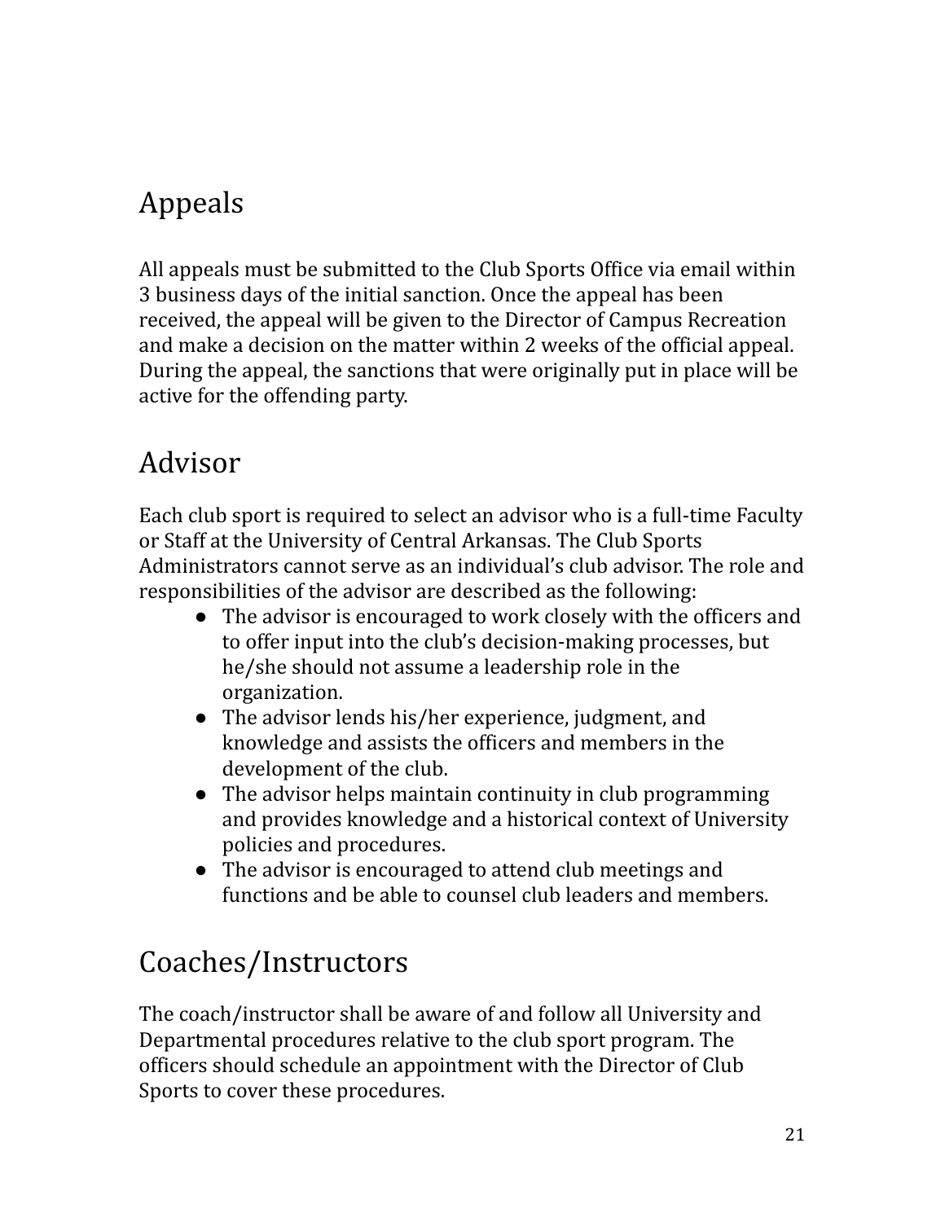## Appeals

All appeals must be submitted to the Club Sports Office via email within 3 business days of the initial sanction. Once the appeal has been received, the appeal will be given to the Director of Campus Recreation and make a decision on the matter within 2 weeks of the official appeal. During the appeal, the sanctions that were originally put in place will be active for the offending party.

## Advisor

Each club sport is required to select an advisor who is a full-time Faculty or Staff at the University of Central Arkansas. The Club Sports Administrators cannot serve as an individual's club advisor. The role and responsibilities of the advisor are described as the following:

- The advisor is encouraged to work closely with the officers and to offer input into the club's decision-making processes, but he/she should not assume a leadership role in the organization.
- The advisor lends his/her experience, judgment, and knowledge and assists the officers and members in the development of the club.
- The advisor helps maintain continuity in club programming and provides knowledge and a historical context of University policies and procedures.
- The advisor is encouraged to attend club meetings and functions and be able to counsel club leaders and members.

## Coaches/Instructors

The coach/instructor shall be aware of and follow all University and Departmental procedures relative to the club sport program. The officers should schedule an appointment with the Director of Club Sports to cover these procedures.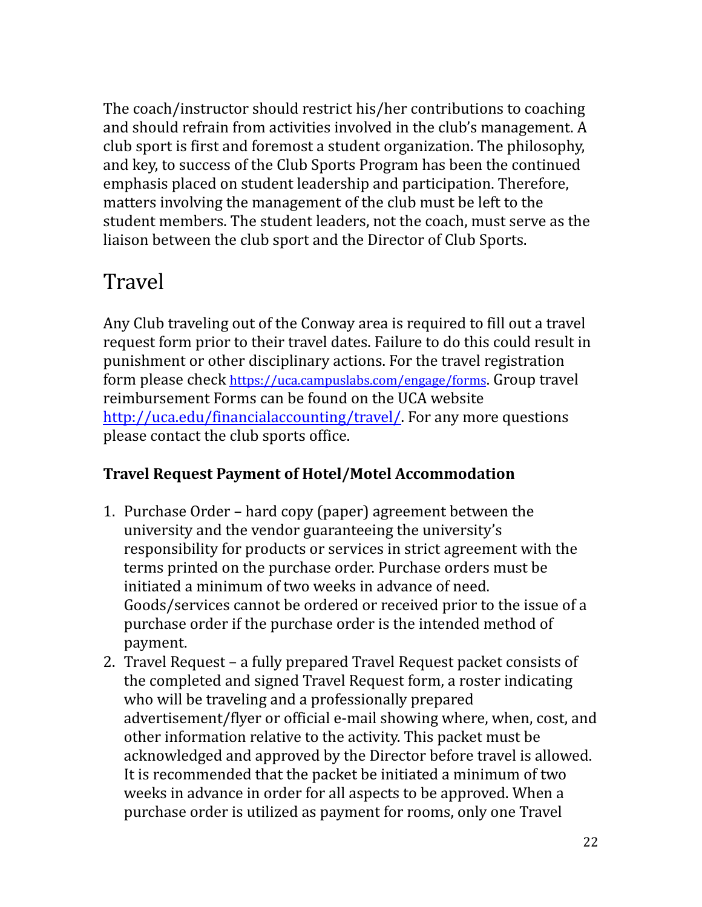The coach/instructor should restrict his/her contributions to coaching and should refrain from activities involved in the club's management. A club sport is first and foremost a student organization. The philosophy, and key, to success of the Club Sports Program has been the continued emphasis placed on student leadership and participation. Therefore, matters involving the management of the club must be left to the student members. The student leaders, not the coach, must serve as the liaison between the club sport and the Director of Club Sports.

# Travel

Any Club traveling out of the Conway area is required to fill out a travel request form prior to their travel dates. Failure to do this could result in punishment or other disciplinary actions. For the travel registration form please check https://uca.campuslabs.com/engage/forms. Group travel reimbursement Forms can be found on the UCA website http://uca.edu/financialaccounting/travel/. For any more questions please contact the club sports office.

**Travel Request Payment of Hotel/Motel Accommodation**

1. Purchase Order – hard copy (paper) agreement between the university and the vendor guaranteeing the university's responsibility for products or services in strict agreement with the terms printed on the purchase order. Purchase orders must be initiated a minimum of two weeks in advance of need. Goods/services cannot be ordered or received prior to the issue of a purchase order if the purchase order is the intended method of payment.
2. Travel Request – a fully prepared Travel Request packet consists of the completed and signed Travel Request form, a roster indicating who will be traveling and a professionally prepared advertisement/flyer or official e-mail showing where, when, cost, and other information relative to the activity. This packet must be acknowledged and approved by the Director before travel is allowed. It is recommended that the packet be initiated a minimum of two weeks in advance in order for all aspects to be approved. When a purchase order is utilized as payment for rooms, only one Travel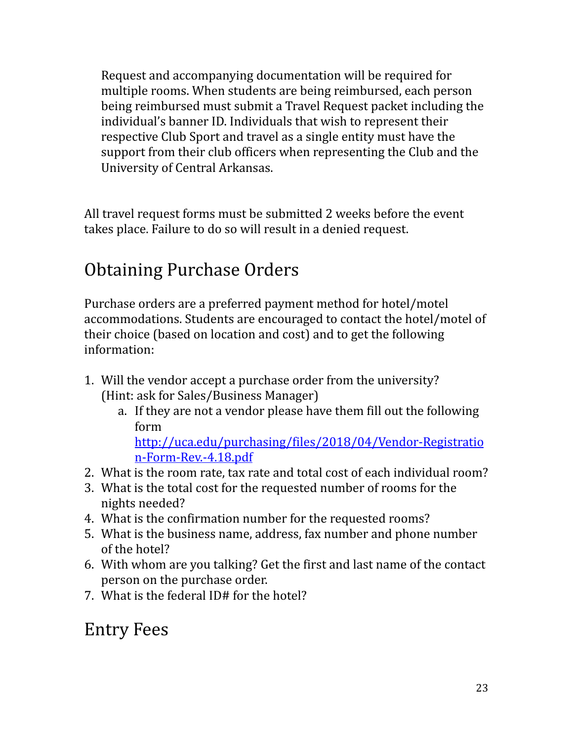Request and accompanying documentation will be required for multiple rooms. When students are being reimbursed, each person being reimbursed must submit a Travel Request packet including the individual's banner ID. Individuals that wish to represent their respective Club Sport and travel as a single entity must have the support from their club officers when representing the Club and the University of Central Arkansas.

All travel request forms must be submitted 2 weeks before the event takes place. Failure to do so will result in a denied request.

## Obtaining Purchase Orders

Purchase orders are a preferred payment method for hotel/motel accommodations. Students are encouraged to contact the hotel/motel of their choice (based on location and cost) and to get the following information:

1. Will the vendor accept a purchase order from the university? (Hint: ask for Sales/Business Manager)
    a. If they are not a vendor please have them fill out the following form [http://uca.edu/purchasing/files/2018/04/Vendor-Registration-Form-Rev.-4.18.pdf](http://uca.edu/purchasing/files/2018/04/Vendor-Registration-Form-Rev.-4.18.pdf)
2. What is the room rate, tax rate and total cost of each individual room?
3. What is the total cost for the requested number of rooms for the nights needed?
4. What is the confirmation number for the requested rooms?
5. What is the business name, address, fax number and phone number of the hotel?
6. With whom are you talking? Get the first and last name of the contact person on the purchase order.
7. What is the federal ID# for the hotel?

## Entry Fees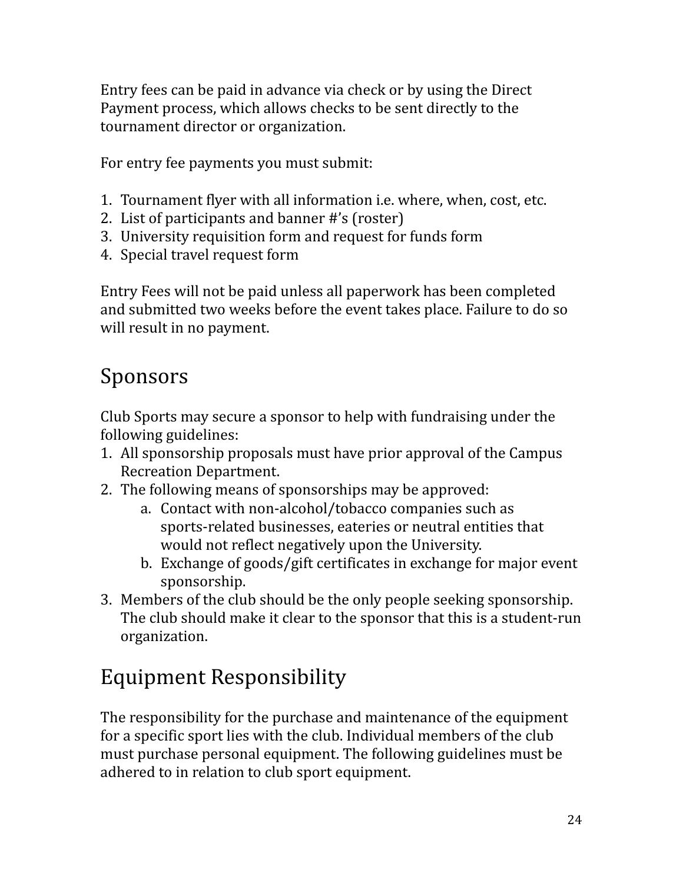Entry fees can be paid in advance via check or by using the Direct Payment process, which allows checks to be sent directly to the tournament director or organization.

For entry fee payments you must submit:

1. Tournament flyer with all information i.e. where, when, cost, etc.
2. List of participants and banner #'s (roster)
3. University requisition form and request for funds form
4. Special travel request form

Entry Fees will not be paid unless all paperwork has been completed and submitted two weeks before the event takes place. Failure to do so will result in no payment.

## Sponsors

Club Sports may secure a sponsor to help with fundraising under the following guidelines:

1. All sponsorship proposals must have prior approval of the Campus Recreation Department.
2. The following means of sponsorships may be approved:
    a. Contact with non-alcohol/tobacco companies such as sports-related businesses, eateries or neutral entities that would not reflect negatively upon the University.
    b. Exchange of goods/gift certificates in exchange for major event sponsorship.
3. Members of the club should be the only people seeking sponsorship. The club should make it clear to the sponsor that this is a student-run organization.

## Equipment Responsibility

The responsibility for the purchase and maintenance of the equipment for a specific sport lies with the club. Individual members of the club must purchase personal equipment. The following guidelines must be adhered to in relation to club sport equipment.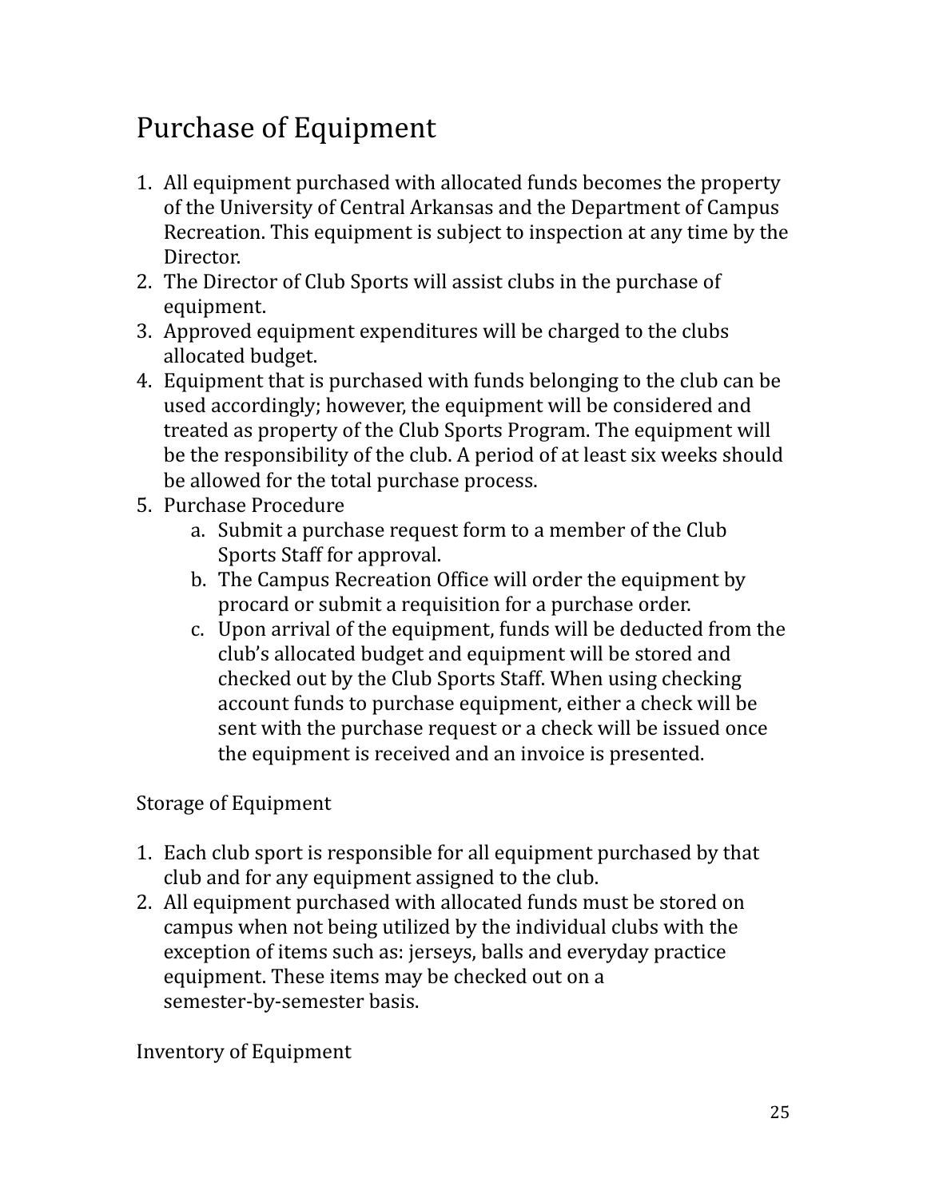# Purchase of Equipment

1. All equipment purchased with allocated funds becomes the property of the University of Central Arkansas and the Department of Campus Recreation. This equipment is subject to inspection at any time by the Director.
2. The Director of Club Sports will assist clubs in the purchase of equipment.
3. Approved equipment expenditures will be charged to the clubs allocated budget.
4. Equipment that is purchased with funds belonging to the club can be used accordingly; however, the equipment will be considered and treated as property of the Club Sports Program. The equipment will be the responsibility of the club. A period of at least six weeks should be allowed for the total purchase process.
5. Purchase Procedure
    a. Submit a purchase request form to a member of the Club Sports Staff for approval.
    b. The Campus Recreation Office will order the equipment by procard or submit a requisition for a purchase order.
    c. Upon arrival of the equipment, funds will be deducted from the club's allocated budget and equipment will be stored and checked out by the Club Sports Staff. When using checking account funds to purchase equipment, either a check will be sent with the purchase request or a check will be issued once the equipment is received and an invoice is presented.

Storage of Equipment

1. Each club sport is responsible for all equipment purchased by that club and for any equipment assigned to the club.
2. All equipment purchased with allocated funds must be stored on campus when not being utilized by the individual clubs with the exception of items such as: jerseys, balls and everyday practice equipment. These items may be checked out on a semester-by-semester basis.

Inventory of Equipment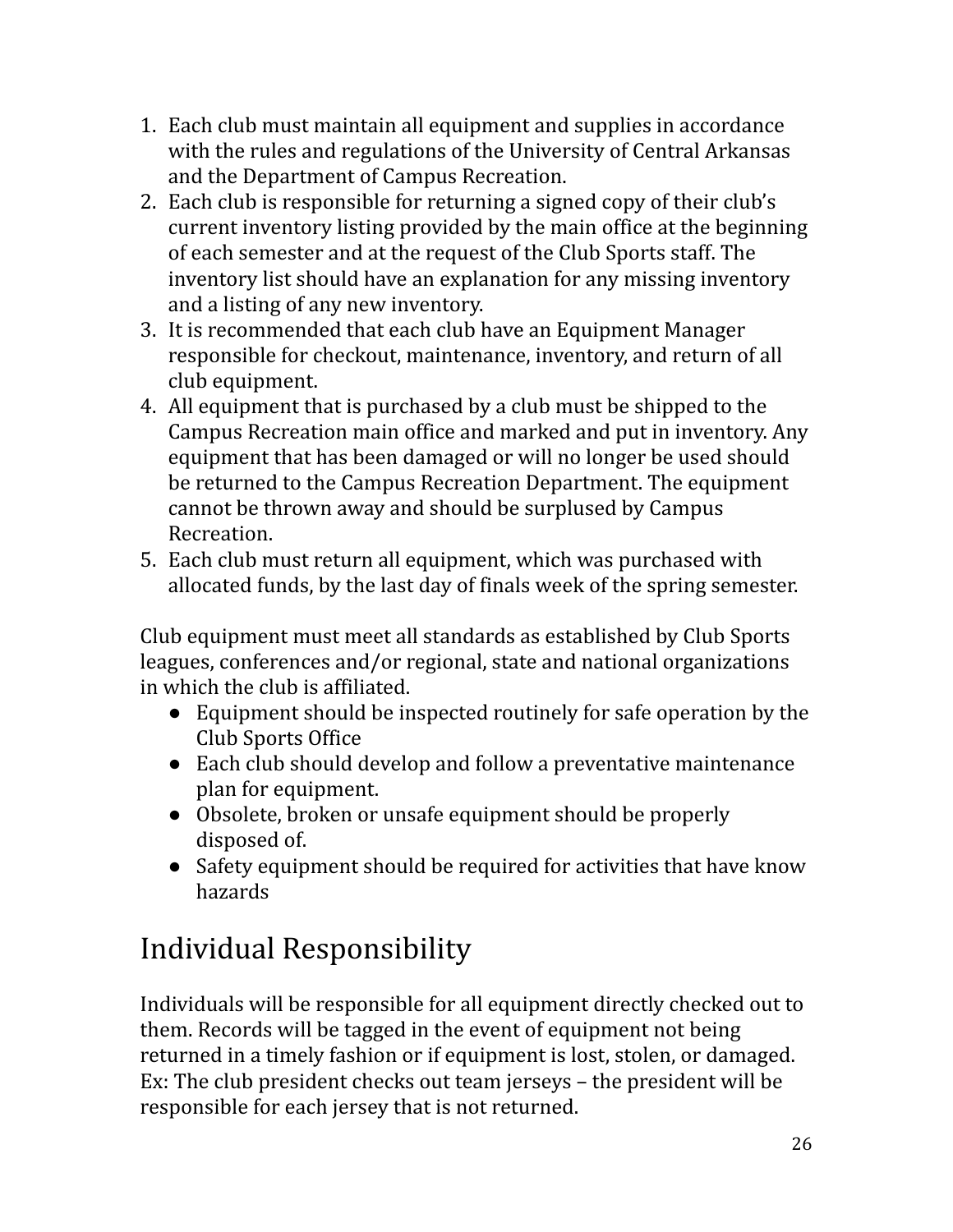1. Each club must maintain all equipment and supplies in accordance with the rules and regulations of the University of Central Arkansas and the Department of Campus Recreation.
2. Each club is responsible for returning a signed copy of their club's current inventory listing provided by the main office at the beginning of each semester and at the request of the Club Sports staff. The inventory list should have an explanation for any missing inventory and a listing of any new inventory.
3. It is recommended that each club have an Equipment Manager responsible for checkout, maintenance, inventory, and return of all club equipment.
4. All equipment that is purchased by a club must be shipped to the Campus Recreation main office and marked and put in inventory. Any equipment that has been damaged or will no longer be used should be returned to the Campus Recreation Department. The equipment cannot be thrown away and should be surplused by Campus Recreation.
5. Each club must return all equipment, which was purchased with allocated funds, by the last day of finals week of the spring semester.

Club equipment must meet all standards as established by Club Sports leagues, conferences and/or regional, state and national organizations in which the club is affiliated.

- Equipment should be inspected routinely for safe operation by the Club Sports Office
- Each club should develop and follow a preventative maintenance plan for equipment.
- Obsolete, broken or unsafe equipment should be properly disposed of.
- Safety equipment should be required for activities that have know hazards

# Individual Responsibility

Individuals will be responsible for all equipment directly checked out to them. Records will be tagged in the event of equipment not being returned in a timely fashion or if equipment is lost, stolen, or damaged. Ex: The club president checks out team jerseys – the president will be responsible for each jersey that is not returned.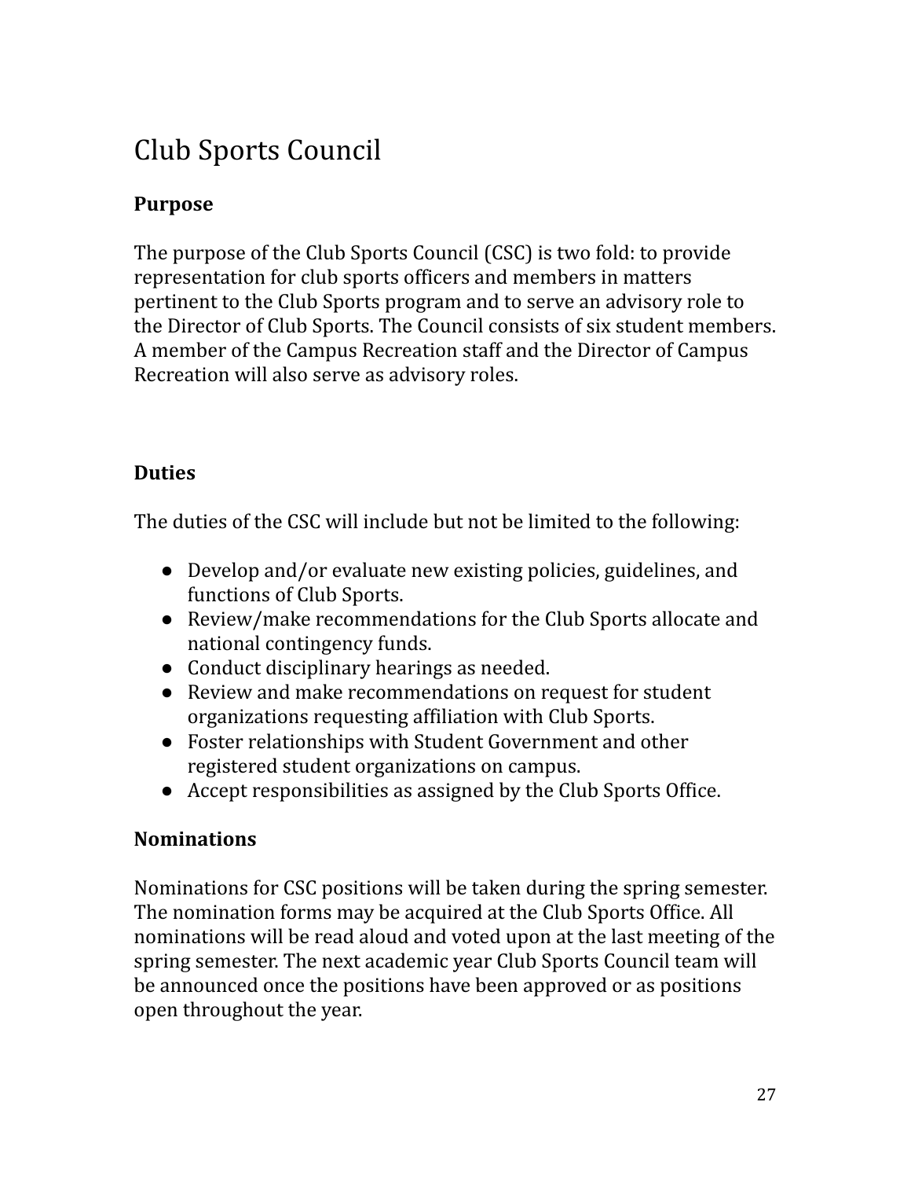# Club Sports Council

### Purpose

The purpose of the Club Sports Council (CSC) is two fold: to provide representation for club sports officers and members in matters pertinent to the Club Sports program and to serve an advisory role to the Director of Club Sports. The Council consists of six student members. A member of the Campus Recreation staff and the Director of Campus Recreation will also serve as advisory roles.

### Duties

The duties of the CSC will include but not be limited to the following:

- Develop and/or evaluate new existing policies, guidelines, and functions of Club Sports.
- Review/make recommendations for the Club Sports allocate and national contingency funds.
- Conduct disciplinary hearings as needed.
- Review and make recommendations on request for student organizations requesting affiliation with Club Sports.
- Foster relationships with Student Government and other registered student organizations on campus.
- Accept responsibilities as assigned by the Club Sports Office.

### Nominations

Nominations for CSC positions will be taken during the spring semester. The nomination forms may be acquired at the Club Sports Office. All nominations will be read aloud and voted upon at the last meeting of the spring semester. The next academic year Club Sports Council team will be announced once the positions have been approved or as positions open throughout the year.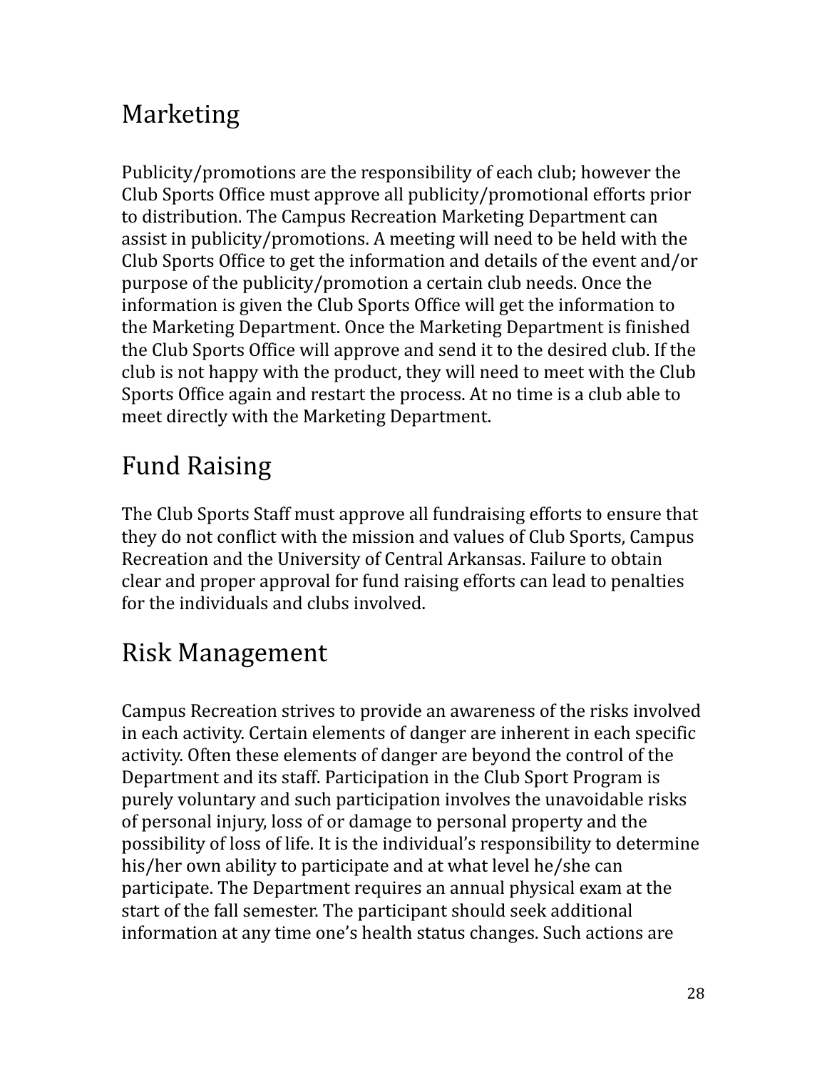## Marketing

Publicity/promotions are the responsibility of each club; however the Club Sports Office must approve all publicity/promotional efforts prior to distribution. The Campus Recreation Marketing Department can assist in publicity/promotions. A meeting will need to be held with the Club Sports Office to get the information and details of the event and/or purpose of the publicity/promotion a certain club needs. Once the information is given the Club Sports Office will get the information to the Marketing Department. Once the Marketing Department is finished the Club Sports Office will approve and send it to the desired club. If the club is not happy with the product, they will need to meet with the Club Sports Office again and restart the process. At no time is a club able to meet directly with the Marketing Department.

## Fund Raising

The Club Sports Staff must approve all fundraising efforts to ensure that they do not conflict with the mission and values of Club Sports, Campus Recreation and the University of Central Arkansas. Failure to obtain clear and proper approval for fund raising efforts can lead to penalties for the individuals and clubs involved.

## Risk Management

Campus Recreation strives to provide an awareness of the risks involved in each activity. Certain elements of danger are inherent in each specific activity. Often these elements of danger are beyond the control of the Department and its staff. Participation in the Club Sport Program is purely voluntary and such participation involves the unavoidable risks of personal injury, loss of or damage to personal property and the possibility of loss of life. It is the individual's responsibility to determine his/her own ability to participate and at what level he/she can participate. The Department requires an annual physical exam at the start of the fall semester. The participant should seek additional information at any time one's health status changes. Such actions are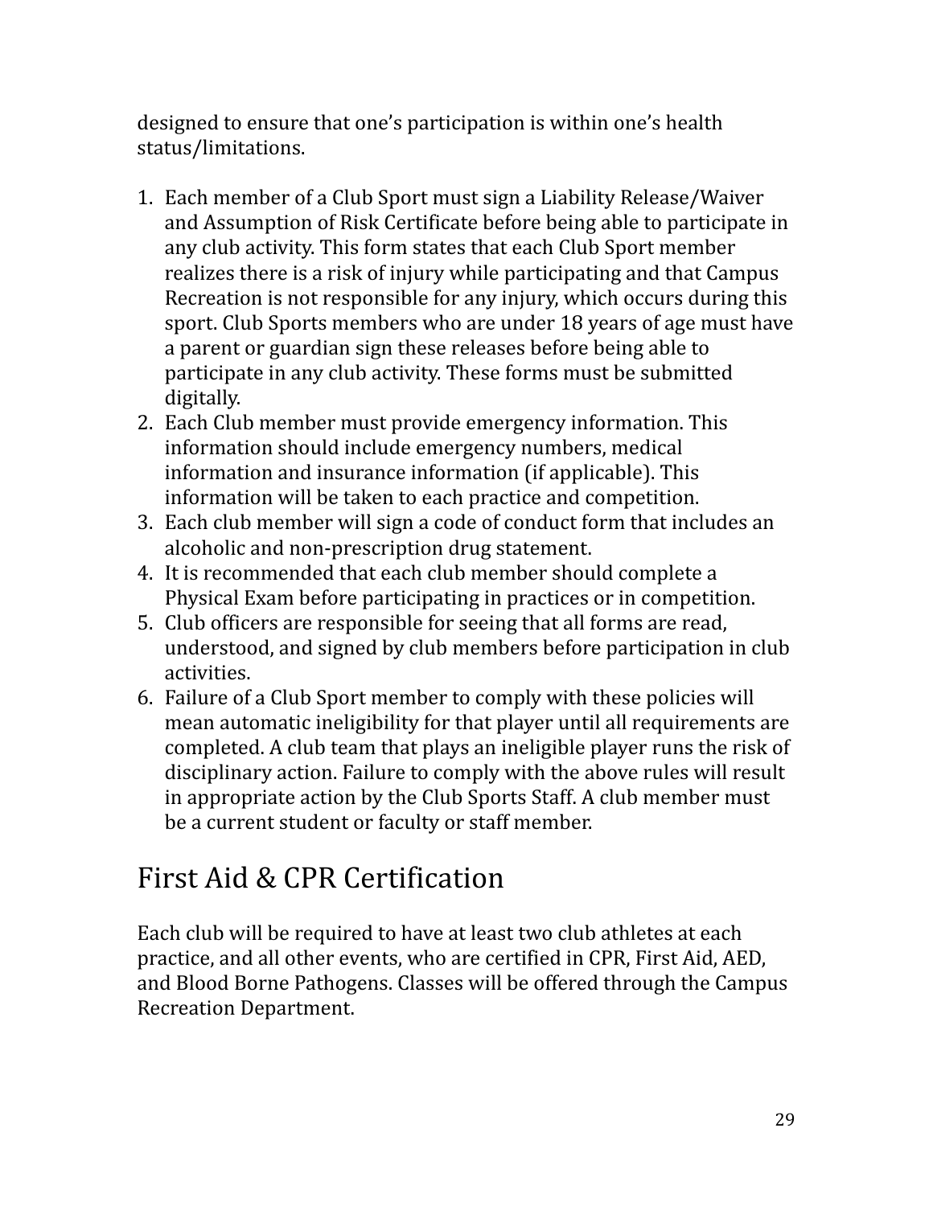designed to ensure that one's participation is within one's health status/limitations.

1. Each member of a Club Sport must sign a Liability Release/Waiver and Assumption of Risk Certificate before being able to participate in any club activity. This form states that each Club Sport member realizes there is a risk of injury while participating and that Campus Recreation is not responsible for any injury, which occurs during this sport. Club Sports members who are under 18 years of age must have a parent or guardian sign these releases before being able to participate in any club activity. These forms must be submitted digitally.
2. Each Club member must provide emergency information. This information should include emergency numbers, medical information and insurance information (if applicable). This information will be taken to each practice and competition.
3. Each club member will sign a code of conduct form that includes an alcoholic and non-prescription drug statement.
4. It is recommended that each club member should complete a Physical Exam before participating in practices or in competition.
5. Club officers are responsible for seeing that all forms are read, understood, and signed by club members before participation in club activities.
6. Failure of a Club Sport member to comply with these policies will mean automatic ineligibility for that player until all requirements are completed. A club team that plays an ineligible player runs the risk of disciplinary action. Failure to comply with the above rules will result in appropriate action by the Club Sports Staff. A club member must be a current student or faculty or staff member.

## First Aid & CPR Certification

Each club will be required to have at least two club athletes at each practice, and all other events, who are certified in CPR, First Aid, AED, and Blood Borne Pathogens. Classes will be offered through the Campus Recreation Department.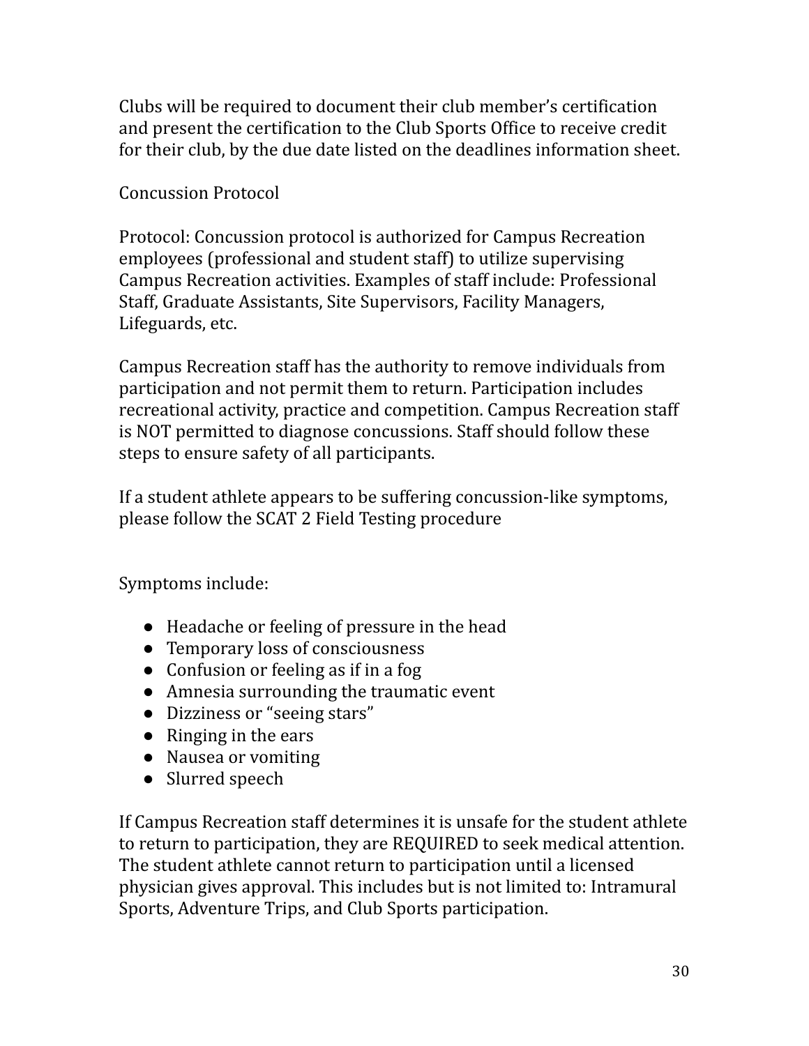Clubs will be required to document their club member's certification and present the certification to the Club Sports Office to receive credit for their club, by the due date listed on the deadlines information sheet.

## Concussion Protocol

Protocol: Concussion protocol is authorized for Campus Recreation employees (professional and student staff) to utilize supervising Campus Recreation activities. Examples of staff include: Professional Staff, Graduate Assistants, Site Supervisors, Facility Managers, Lifeguards, etc.

Campus Recreation staff has the authority to remove individuals from participation and not permit them to return. Participation includes recreational activity, practice and competition. Campus Recreation staff is NOT permitted to diagnose concussions. Staff should follow these steps to ensure safety of all participants.

If a student athlete appears to be suffering concussion-like symptoms, please follow the SCAT 2 Field Testing procedure

Symptoms include:

- Headache or feeling of pressure in the head
- Temporary loss of consciousness
- Confusion or feeling as if in a fog
- Amnesia surrounding the traumatic event
- Dizziness or "seeing stars"
- Ringing in the ears
- Nausea or vomiting
- Slurred speech

If Campus Recreation staff determines it is unsafe for the student athlete to return to participation, they are REQUIRED to seek medical attention. The student athlete cannot return to participation until a licensed physician gives approval. This includes but is not limited to: Intramural Sports, Adventure Trips, and Club Sports participation.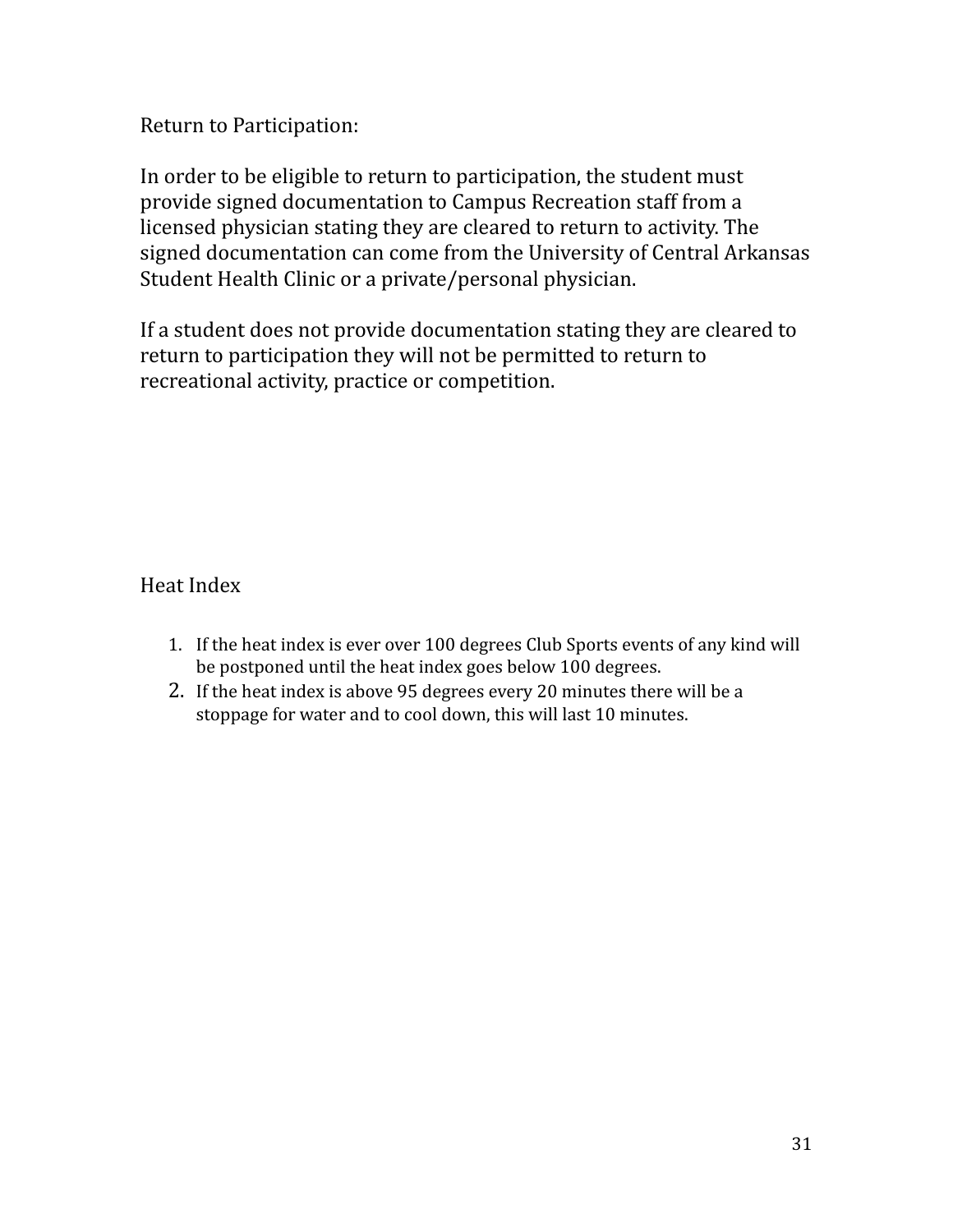## Return to Participation:

In order to be eligible to return to participation, the student must provide signed documentation to Campus Recreation staff from a licensed physician stating they are cleared to return to activity. The signed documentation can come from the University of Central Arkansas Student Health Clinic or a private/personal physician.

If a student does not provide documentation stating they are cleared to return to participation they will not be permitted to return to recreational activity, practice or competition.

## Heat Index

1. If the heat index is ever over 100 degrees Club Sports events of any kind will be postponed until the heat index goes below 100 degrees.
2. If the heat index is above 95 degrees every 20 minutes there will be a stoppage for water and to cool down, this will last 10 minutes.